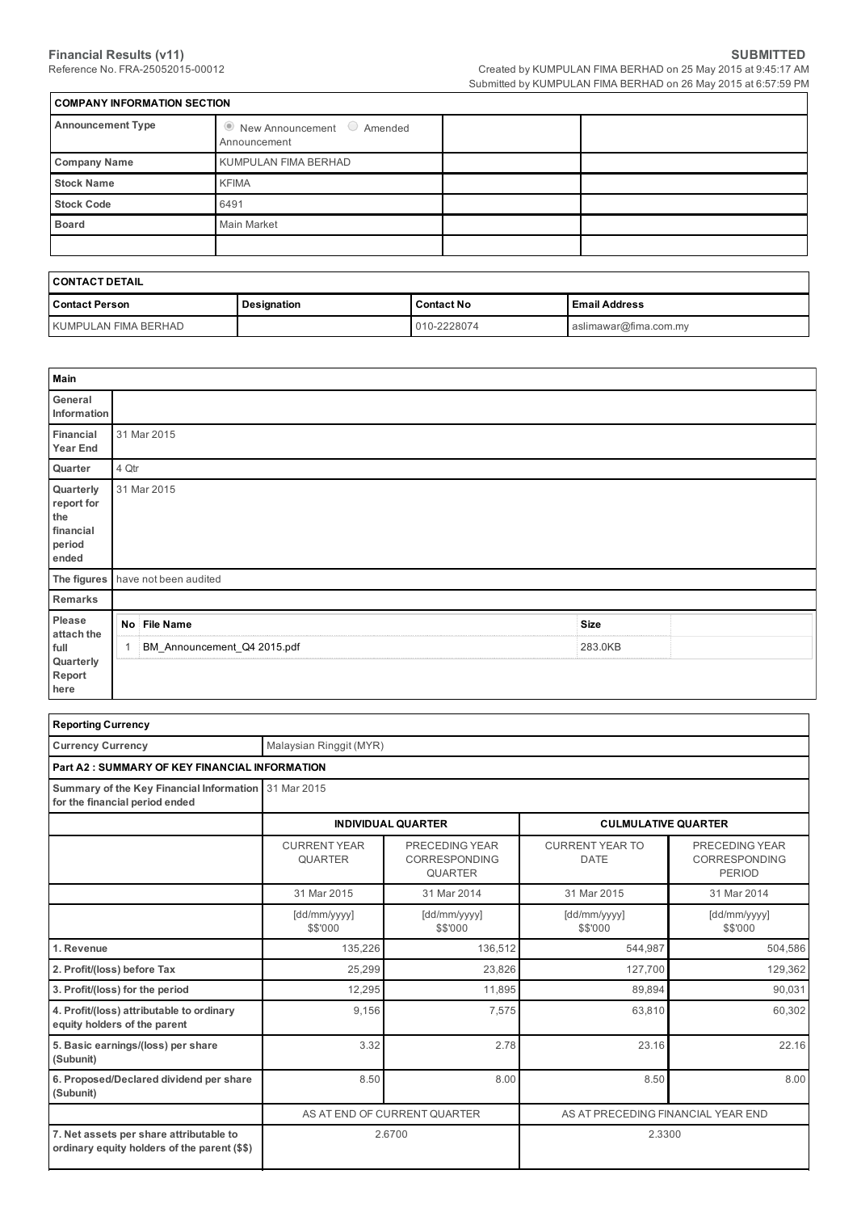**Financial Results (v11)**
Reference No. FRA-25052015-00012

**SUBMITTED**
Created by KUMPULAN FIMA BERHAD on 25 May 2015 at 9:45:17 AM
Submitted by KUMPULAN FIMA BERHAD on 26 May 2015 at 6:57:59 PM

| COMPANY INFORMATION SECTION | | | |
|---|---|---|---|
| **Announcement Type** | ◉ New Announcement ○ Amended Announcement | | |
| **Company Name** | KUMPULAN FIMA BERHAD | | |
| **Stock Name** | KFIMA | | |
| **Stock Code** | 6491 | | |
| **Board** | Main Market | | |
| | | | |

| CONTACT DETAIL | | | |
|---|---|---|---|
| **Contact Person** | **Designation** | **Contact No** | **Email Address** |
| KUMPULAN FIMA BERHAD | | 010-2228074 | aslimawar@fima.com.my |

| Main | |
|---|---|
| **General Information** | |
| **Financial Year End** | 31 Mar 2015 |
| **Quarter** | 4 Qtr |
| **Quarterly report for the financial period ended** | 31 Mar 2015 |
| **The figures** | have not been audited |
| **Remarks** | |
| **Please attach the full Quarterly Report here** | No 1 — File Name: BM_Announcement_Q4 2015.pdf — Size: 283.0KB |

| Reporting Currency | | | | |
|---|---|---|---|---|
| **Currency Currency** | Malaysian Ringgit (MYR) | | | |
| **Part A2 : SUMMARY OF KEY FINANCIAL INFORMATION** | | | | |
| **Summary of the Key Financial Information for the financial period ended** | 31 Mar 2015 | | | |
| | **INDIVIDUAL QUARTER** | | **CULMULATIVE QUARTER** | |
| | CURRENT YEAR QUARTER | PRECEDING YEAR CORRESPONDING QUARTER | CURRENT YEAR TO DATE | PRECEDING YEAR CORRESPONDING PERIOD |
| | 31 Mar 2015 | 31 Mar 2014 | 31 Mar 2015 | 31 Mar 2014 |
| | [dd/mm/yyyy] $$'000 | [dd/mm/yyyy] $$'000 | [dd/mm/yyyy] $$'000 | [dd/mm/yyyy] $$'000 |
| **1. Revenue** | 135,226 | 136,512 | 544,987 | 504,586 |
| **2. Profit/(loss) before Tax** | 25,299 | 23,826 | 127,700 | 129,362 |
| **3. Profit/(loss) for the period** | 12,295 | 11,895 | 89,894 | 90,031 |
| **4. Profit/(loss) attributable to ordinary equity holders of the parent** | 9,156 | 7,575 | 63,810 | 60,302 |
| **5. Basic earnings/(loss) per share (Subunit)** | 3.32 | 2.78 | 23.16 | 22.16 |
| **6. Proposed/Declared dividend per share (Subunit)** | 8.50 | 8.00 | 8.50 | 8.00 |
| | AS AT END OF CURRENT QUARTER | | AS AT PRECEDING FINANCIAL YEAR END | |
| **7. Net assets per share attributable to ordinary equity holders of the parent ($$)** | 2.6700 | | 2.3300 | |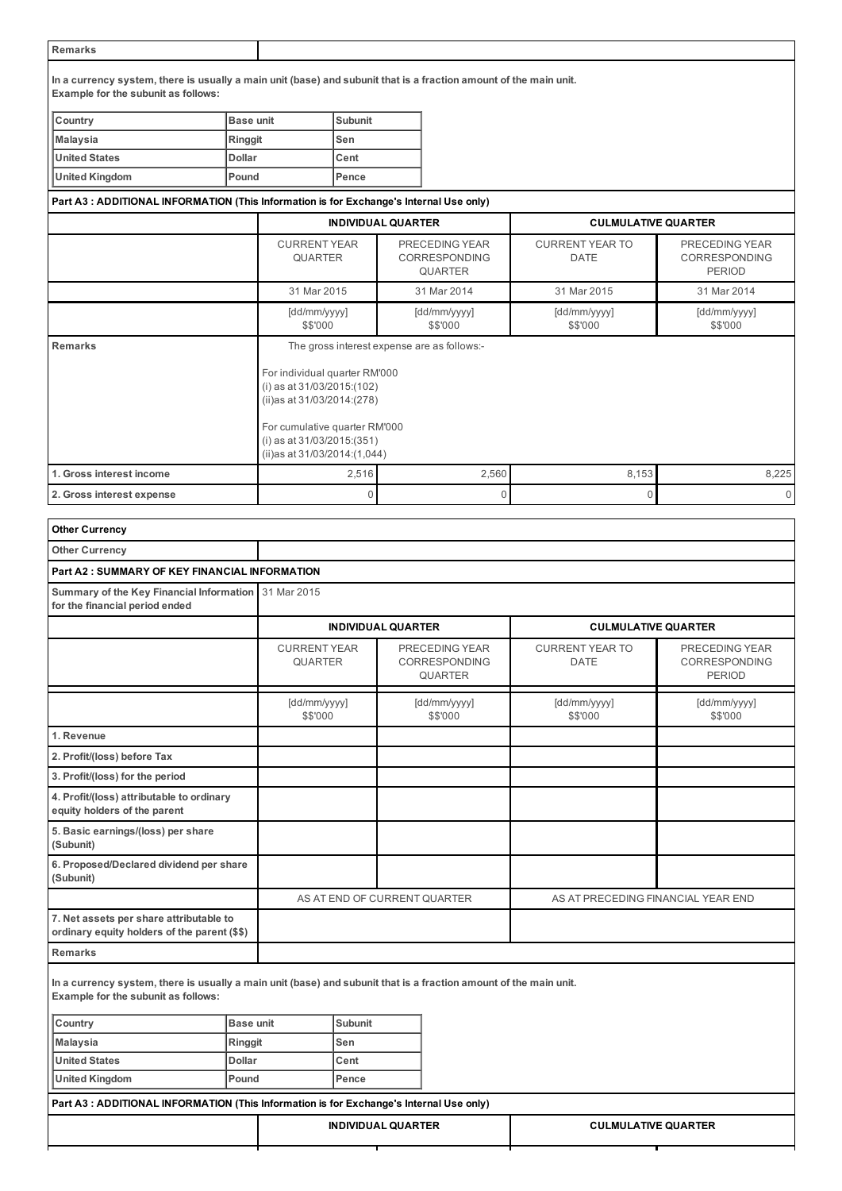| Remarks | |
|---|---|

**In a currency system, there is usually a main unit (base) and subunit that is a fraction amount of the main unit.**
**Example for the subunit as follows:**

| Country | Base unit | Subunit |
|---|---|---|
| Malaysia | Ringgit | Sen |
| United States | Dollar | Cent |
| United Kingdom | Pound | Pence |

**Part A3 : ADDITIONAL INFORMATION (This Information is for Exchange's Internal Use only)**

| | INDIVIDUAL QUARTER | | CULMULATIVE QUARTER | |
|---|---|---|---|---|
| | CURRENT YEAR QUARTER | PRECEDING YEAR CORRESPONDING QUARTER | CURRENT YEAR TO DATE | PRECEDING YEAR CORRESPONDING PERIOD |
| | 31 Mar 2015 | 31 Mar 2014 | 31 Mar 2015 | 31 Mar 2014 |
| | [dd/mm/yyyy] $$'000 | [dd/mm/yyyy] $$'000 | [dd/mm/yyyy] $$'000 | [dd/mm/yyyy] $$'000 |
| **Remarks** | The gross interest expense are as follows:-<br><br>For individual quarter RM'000<br>(i) as at 31/03/2015:(102)<br>(ii)as at 31/03/2014:(278)<br><br>For cumulative quarter RM'000<br>(i) as at 31/03/2015:(351)<br>(ii)as at 31/03/2014:(1,044) | | | |
| **1. Gross interest income** | 2,516 | 2,560 | 8,153 | 8,225 |
| **2. Gross interest expense** | 0 | 0 | 0 | 0 |

**Other Currency**

| Other Currency | |
|---|---|

**Part A2 : SUMMARY OF KEY FINANCIAL INFORMATION**

| Summary of the Key Financial Information for the financial period ended | 31 Mar 2015 |
|---|---|

| | INDIVIDUAL QUARTER | | CULMULATIVE QUARTER | |
|---|---|---|---|---|
| | CURRENT YEAR QUARTER | PRECEDING YEAR CORRESPONDING QUARTER | CURRENT YEAR TO DATE | PRECEDING YEAR CORRESPONDING PERIOD |
| | [dd/mm/yyyy] $$'000 | [dd/mm/yyyy] $$'000 | [dd/mm/yyyy] $$'000 | [dd/mm/yyyy] $$'000 |
| **1. Revenue** | | | | |
| **2. Profit/(loss) before Tax** | | | | |
| **3. Profit/(loss) for the period** | | | | |
| **4. Profit/(loss) attributable to ordinary equity holders of the parent** | | | | |
| **5. Basic earnings/(loss) per share (Subunit)** | | | | |
| **6. Proposed/Declared dividend per share (Subunit)** | | | | |
| | AS AT END OF CURRENT QUARTER | | AS AT PRECEDING FINANCIAL YEAR END | |
| **7. Net assets per share attributable to ordinary equity holders of the parent ($$)** | | | | |
| **Remarks** | | | | |

**In a currency system, there is usually a main unit (base) and subunit that is a fraction amount of the main unit.**
**Example for the subunit as follows:**

| Country | Base unit | Subunit |
|---|---|---|
| Malaysia | Ringgit | Sen |
| United States | Dollar | Cent |
| United Kingdom | Pound | Pence |

**Part A3 : ADDITIONAL INFORMATION (This Information is for Exchange's Internal Use only)**

| | INDIVIDUAL QUARTER | | CULMULATIVE QUARTER | |
|---|---|---|---|---|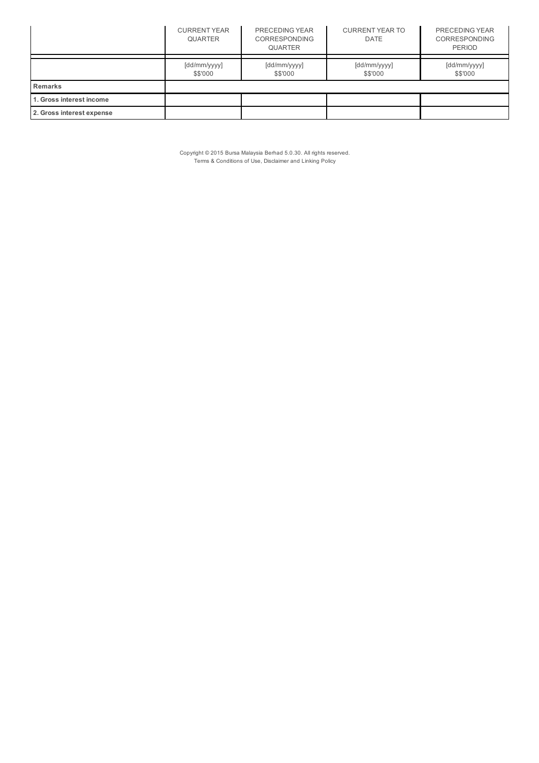| | CURRENT YEAR QUARTER | PRECEDING YEAR CORRESPONDING QUARTER | CURRENT YEAR TO DATE | PRECEDING YEAR CORRESPONDING PERIOD |
|---|---|---|---|---|
| | [dd/mm/yyyy] $$'000 | [dd/mm/yyyy] $$'000 | [dd/mm/yyyy] $$'000 | [dd/mm/yyyy] $$'000 |
| **Remarks** | | | | |
| **1. Gross interest income** | | | | |
| **2. Gross interest expense** | | | | |

Copyright © 2015 Bursa Malaysia Berhad 5.0.30. All rights reserved.
Terms & Conditions of Use, Disclaimer and Linking Policy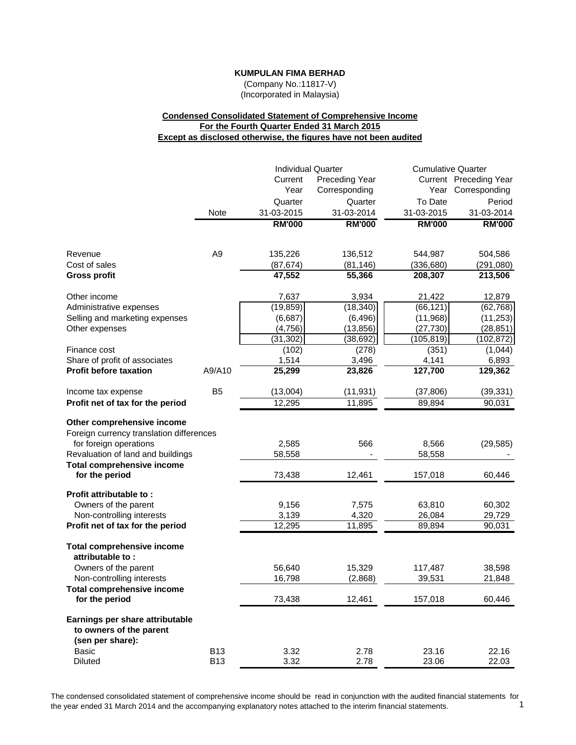**KUMPULAN FIMA BERHAD**

(Company No.:11817-V)

(Incorporated in Malaysia)

**Condensed Consolidated Statement of Comprehensive Income**
**For the Fourth Quarter Ended 31 March 2015**
**Except as disclosed otherwise, the figures have not been audited**

| | Note | Individual Quarter | | Cumulative Quarter | |
|---|---|---|---|---|---|
| | | Current Year Quarter | Preceding Year Corresponding Quarter | Current Year To Date | Preceding Year Corresponding Period |
| | | 31-03-2015 | 31-03-2014 | 31-03-2015 | 31-03-2014 |
| | | **RM'000** | **RM'000** | **RM'000** | **RM'000** |
| Revenue | A9 | 135,226 | 136,512 | 544,987 | 504,586 |
| Cost of sales | | (87,674) | (81,146) | (336,680) | (291,080) |
| **Gross profit** | | **47,552** | **55,366** | **208,307** | **213,506** |
| Other income | | 7,637 | 3,934 | 21,422 | 12,879 |
| Administrative expenses | | (19,859) | (18,340) | (66,121) | (62,768) |
| Selling and marketing expenses | | (6,687) | (6,496) | (11,968) | (11,253) |
| Other expenses | | (4,756) | (13,856) | (27,730) | (28,851) |
| | | (31,302) | (38,692) | (105,819) | (102,872) |
| Finance cost | | (102) | (278) | (351) | (1,044) |
| Share of profit of associates | | 1,514 | 3,496 | 4,141 | 6,893 |
| **Profit before taxation** | A9/A10 | **25,299** | **23,826** | **127,700** | **129,362** |
| Income tax expense | B5 | (13,004) | (11,931) | (37,806) | (39,331) |
| **Profit net of tax for the period** | | 12,295 | 11,895 | 89,894 | 90,031 |
| **Other comprehensive income** | | | | | |
| Foreign currency translation differences for foreign operations | | 2,585 | 566 | 8,566 | (29,585) |
| Revaluation of land and buildings | | 58,558 | - | 58,558 | - |
| **Total comprehensive income for the period** | | 73,438 | 12,461 | 157,018 | 60,446 |
| **Profit attributable to :** | | | | | |
| Owners of the parent | | 9,156 | 7,575 | 63,810 | 60,302 |
| Non-controlling interests | | 3,139 | 4,320 | 26,084 | 29,729 |
| **Profit net of tax for the period** | | 12,295 | 11,895 | 89,894 | 90,031 |
| **Total comprehensive income attributable to :** | | | | | |
| Owners of the parent | | 56,640 | 15,329 | 117,487 | 38,598 |
| Non-controlling interests | | 16,798 | (2,868) | 39,531 | 21,848 |
| **Total comprehensive income for the period** | | 73,438 | 12,461 | 157,018 | 60,446 |
| **Earnings per share attributable to owners of the parent (sen per share):** | | | | | |
| Basic | B13 | 3.32 | 2.78 | 23.16 | 22.16 |
| Diluted | B13 | 3.32 | 2.78 | 23.06 | 22.03 |

The condensed consolidated statement of comprehensive income should be read in conjunction with the audited financial statements for the year ended 31 March 2014 and the accompanying explanatory notes attached to the interim financial statements.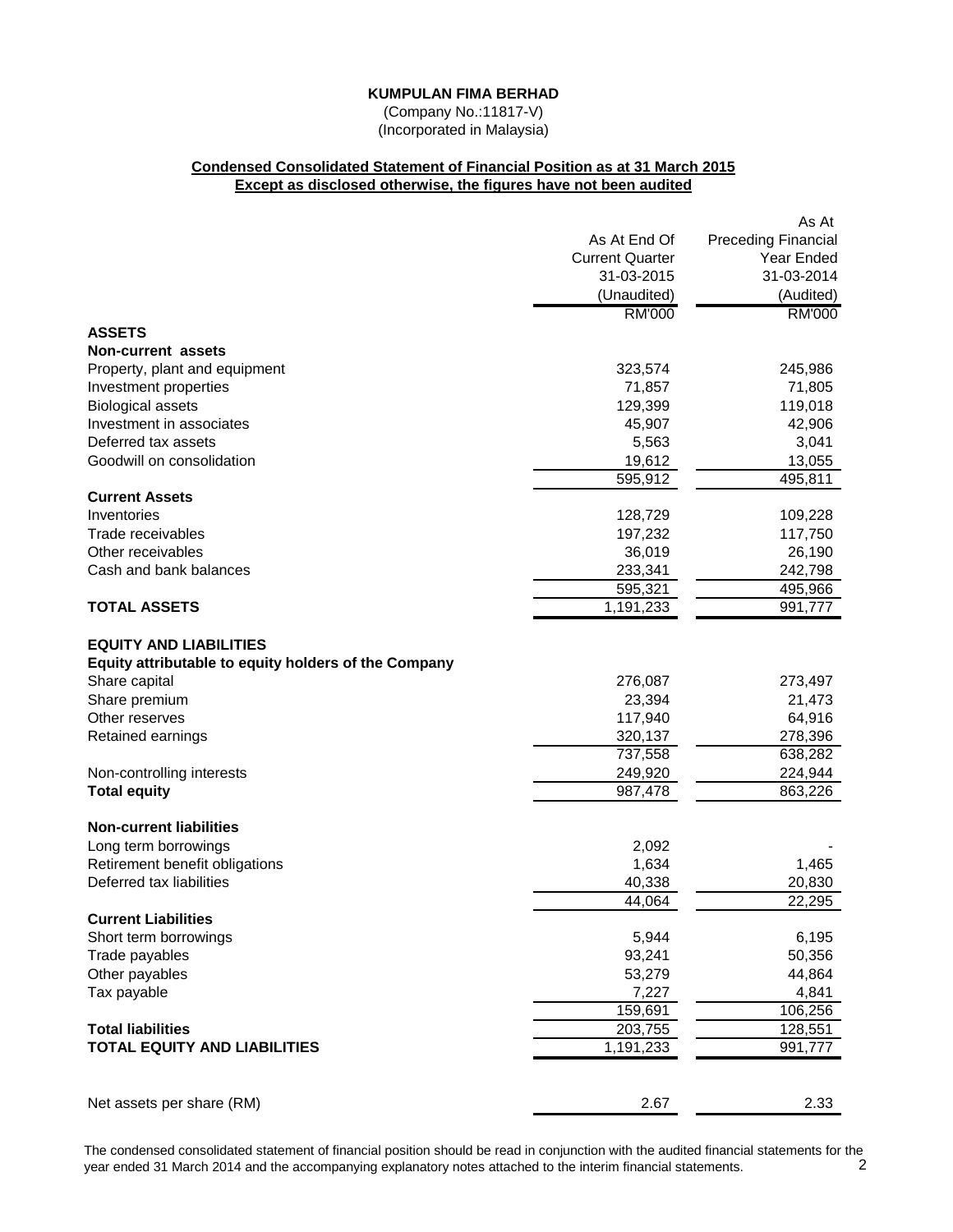**KUMPULAN FIMA BERHAD**

(Company No.:11817-V)
(Incorporated in Malaysia)

**Condensed Consolidated Statement of Financial Position as at 31 March 2015**
**Except as disclosed otherwise, the figures have not been audited**

| | As At End Of Current Quarter 31-03-2015 (Unaudited) | As At Preceding Financial Year Ended 31-03-2014 (Audited) |
|---|---|---|
| | RM'000 | RM'000 |
| **ASSETS** | | |
| **Non-current assets** | | |
| Property, plant and equipment | 323,574 | 245,986 |
| Investment properties | 71,857 | 71,805 |
| Biological assets | 129,399 | 119,018 |
| Investment in associates | 45,907 | 42,906 |
| Deferred tax assets | 5,563 | 3,041 |
| Goodwill on consolidation | 19,612 | 13,055 |
| | 595,912 | 495,811 |
| **Current Assets** | | |
| Inventories | 128,729 | 109,228 |
| Trade receivables | 197,232 | 117,750 |
| Other receivables | 36,019 | 26,190 |
| Cash and bank balances | 233,341 | 242,798 |
| | 595,321 | 495,966 |
| **TOTAL ASSETS** | 1,191,233 | 991,777 |
| | | |
| **EQUITY AND LIABILITIES** | | |
| **Equity attributable to equity holders of the Company** | | |
| Share capital | 276,087 | 273,497 |
| Share premium | 23,394 | 21,473 |
| Other reserves | 117,940 | 64,916 |
| Retained earnings | 320,137 | 278,396 |
| | 737,558 | 638,282 |
| Non-controlling interests | 249,920 | 224,944 |
| **Total equity** | 987,478 | 863,226 |
| | | |
| **Non-current liabilities** | | |
| Long term borrowings | 2,092 | - |
| Retirement benefit obligations | 1,634 | 1,465 |
| Deferred tax liabilities | 40,338 | 20,830 |
| | 44,064 | 22,295 |
| **Current Liabilities** | | |
| Short term borrowings | 5,944 | 6,195 |
| Trade payables | 93,241 | 50,356 |
| Other payables | 53,279 | 44,864 |
| Tax payable | 7,227 | 4,841 |
| | 159,691 | 106,256 |
| **Total liabilities** | 203,755 | 128,551 |
| **TOTAL EQUITY AND LIABILITIES** | 1,191,233 | 991,777 |
| | | |
| Net assets per share (RM) | 2.67 | 2.33 |

The condensed consolidated statement of financial position should be read in conjunction with the audited financial statements for the year ended 31 March 2014 and the accompanying explanatory notes attached to the interim financial statements.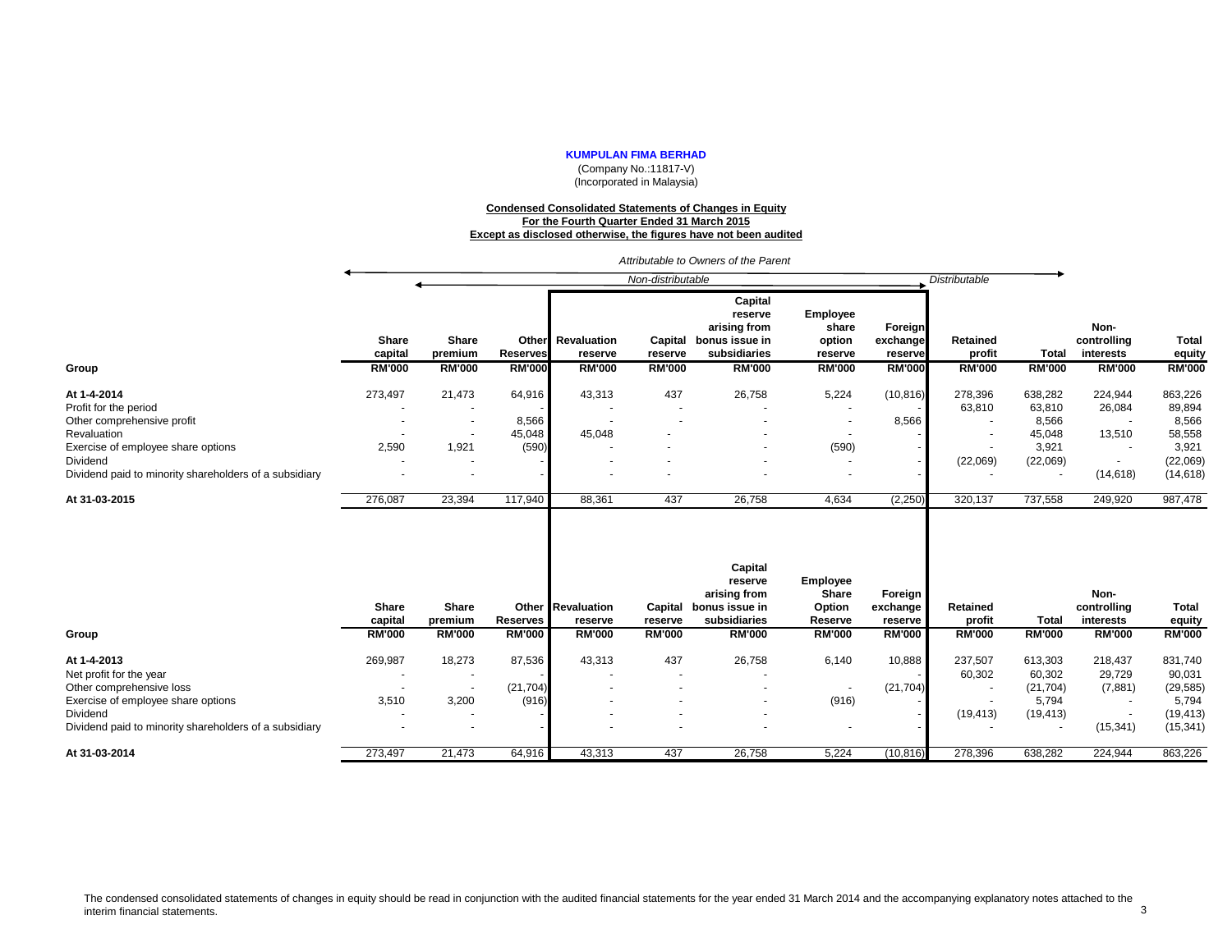**KUMPULAN FIMA BERHAD**

(Company No.:11817-V)
(Incorporated in Malaysia)

**Condensed Consolidated Statements of Changes in Equity**
**For the Fourth Quarter Ended 31 March 2015**
**Except as disclosed otherwise, the figures have not been audited**

*Attributable to Owners of the Parent*

| | *Non-distributable* | | | | | | | | *Distributable* | | | |
|---|---|---|---|---|---|---|---|---|---|---|---|---|
| **Group** | **Share capital RM'000** | **Share premium RM'000** | **Other Reserves RM'000** | **Revaluation reserve RM'000** | **Capital reserve RM'000** | **Capital reserve arising from bonus issue in subsidiaries RM'000** | **Employee share option reserve RM'000** | **Foreign exchange reserve RM'000** | **Retained profit RM'000** | **Total RM'000** | **Non-controlling interests RM'000** | **Total equity RM'000** |
| **At 1-4-2014** | 273,497 | 21,473 | 64,916 | 43,313 | 437 | 26,758 | 5,224 | (10,816) | 278,396 | 638,282 | 224,944 | 863,226 |
| Profit for the period | - | - | - | - | - | - | - | - | 63,810 | 63,810 | 26,084 | 89,894 |
| Other comprehensive profit | - | - | 8,566 | - | - | - | - | 8,566 | - | 8,566 | - | 8,566 |
| Revaluation | - | - | 45,048 | 45,048 | - | - | - | - | - | 45,048 | 13,510 | 58,558 |
| Exercise of employee share options | 2,590 | 1,921 | (590) | - | - | - | (590) | - | - | 3,921 | - | 3,921 |
| Dividend | - | - | - | - | - | - | - | - | (22,069) | (22,069) | - | (22,069) |
| Dividend paid to minority shareholders of a subsidiary | - | - | - | - | - | - | - | - | - | - | (14,618) | (14,618) |
| **At 31-03-2015** | 276,087 | 23,394 | 117,940 | 88,361 | 437 | 26,758 | 4,634 | (2,250) | 320,137 | 737,558 | 249,920 | 987,478 |

| **Group** | **Share capital RM'000** | **Share premium RM'000** | **Other Reserves RM'000** | **Revaluation reserve RM'000** | **Capital reserve RM'000** | **Capital reserve arising from bonus issue in subsidiaries RM'000** | **Employee Share Option Reserve RM'000** | **Foreign exchange reserve RM'000** | **Retained profit RM'000** | **Total RM'000** | **Non-controlling interests RM'000** | **Total equity RM'000** |
|---|---|---|---|---|---|---|---|---|---|---|---|---|
| **At 1-4-2013** | 269,987 | 18,273 | 87,536 | 43,313 | 437 | 26,758 | 6,140 | 10,888 | 237,507 | 613,303 | 218,437 | 831,740 |
| Net profit for the year | - | - | - | - | - | - | - | - | 60,302 | 60,302 | 29,729 | 90,031 |
| Other comprehensive loss | - | - | (21,704) | - | - | - | - | (21,704) | - | (21,704) | (7,881) | (29,585) |
| Exercise of employee share options | 3,510 | 3,200 | (916) | - | - | - | (916) | - | - | 5,794 | - | 5,794 |
| Dividend | - | - | - | - | - | - | - | - | (19,413) | (19,413) | - | (19,413) |
| Dividend paid to minority shareholders of a subsidiary | - | - | - | - | - | - | - | - | - | - | (15,341) | (15,341) |
| **At 31-03-2014** | 273,497 | 21,473 | 64,916 | 43,313 | 437 | 26,758 | 5,224 | (10,816) | 278,396 | 638,282 | 224,944 | 863,226 |

The condensed consolidated statements of changes in equity should be read in conjunction with the audited financial statements for the year ended 31 March 2014 and the accompanying explanatory notes attached to the interim financial statements.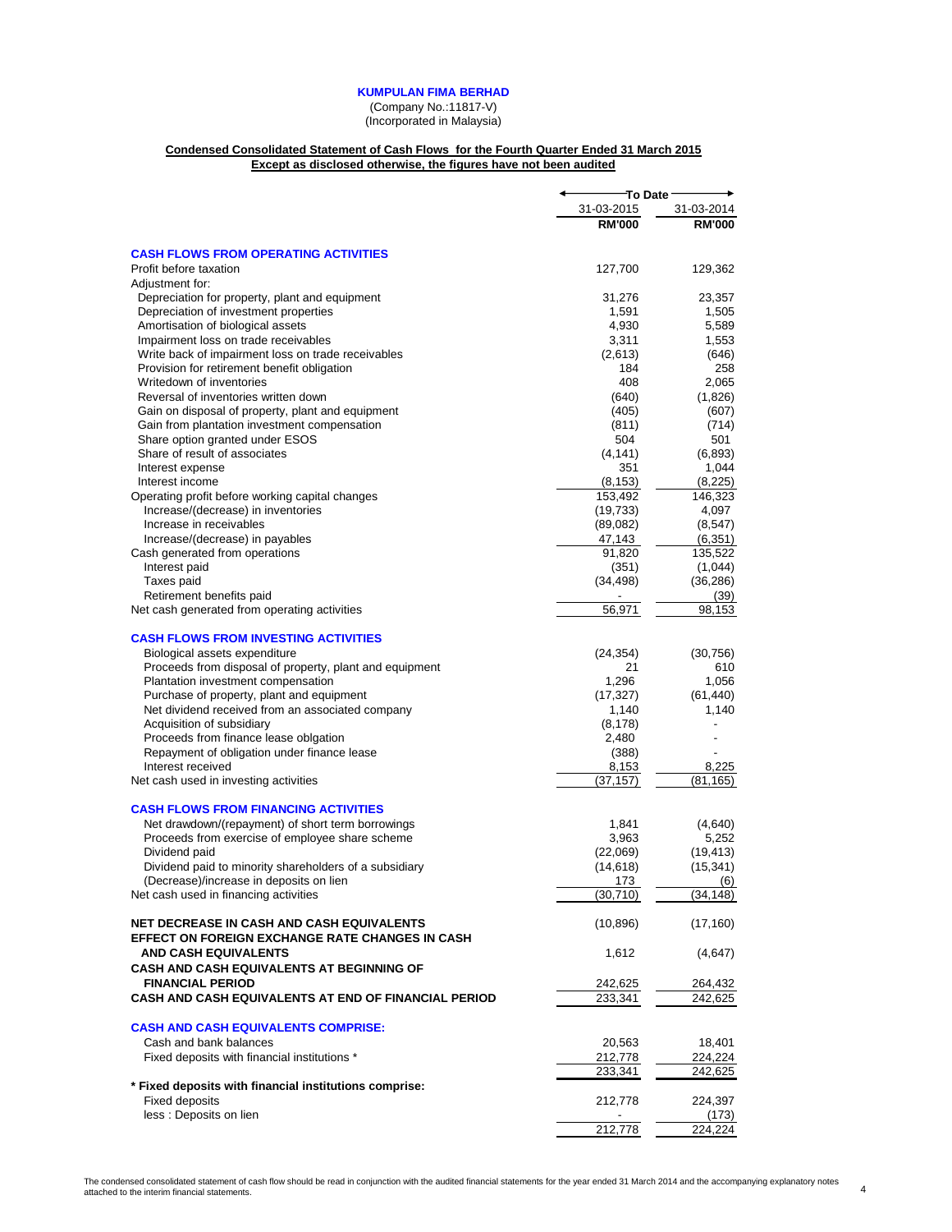**KUMPULAN FIMA BERHAD**

(Company No.:11817-V)
(Incorporated in Malaysia)

**Condensed Consolidated Statement of Cash Flows for the Fourth Quarter Ended 31 March 2015**
**Except as disclosed otherwise, the figures have not been audited**

| | To Date | |
|---|---|---|
| | 31-03-2015 | 31-03-2014 |
| | **RM'000** | **RM'000** |
| **CASH FLOWS FROM OPERATING ACTIVITIES** | | |
| Profit before taxation | 127,700 | 129,362 |
| Adjustment for: | | |
| Depreciation for property, plant and equipment | 31,276 | 23,357 |
| Depreciation of investment properties | 1,591 | 1,505 |
| Amortisation of biological assets | 4,930 | 5,589 |
| Impairment loss on trade receivables | 3,311 | 1,553 |
| Write back of impairment loss on trade receivables | (2,613) | (646) |
| Provision for retirement benefit obligation | 184 | 258 |
| Writedown of inventories | 408 | 2,065 |
| Reversal of inventories written down | (640) | (1,826) |
| Gain on disposal of property, plant and equipment | (405) | (607) |
| Gain from plantation investment compensation | (811) | (714) |
| Share option granted under ESOS | 504 | 501 |
| Share of result of associates | (4,141) | (6,893) |
| Interest expense | 351 | 1,044 |
| Interest income | (8,153) | (8,225) |
| Operating profit before working capital changes | 153,492 | 146,323 |
| Increase/(decrease) in inventories | (19,733) | 4,097 |
| Increase in receivables | (89,082) | (8,547) |
| Increase/(decrease) in payables | 47,143 | (6,351) |
| Cash generated from operations | 91,820 | 135,522 |
| Interest paid | (351) | (1,044) |
| Taxes paid | (34,498) | (36,286) |
| Retirement benefits paid | - | (39) |
| Net cash generated from operating activities | 56,971 | 98,153 |
| **CASH FLOWS FROM INVESTING ACTIVITIES** | | |
| Biological assets expenditure | (24,354) | (30,756) |
| Proceeds from disposal of property, plant and equipment | 21 | 610 |
| Plantation investment compensation | 1,296 | 1,056 |
| Purchase of property, plant and equipment | (17,327) | (61,440) |
| Net dividend received from an associated company | 1,140 | 1,140 |
| Acquisition of subsidiary | (8,178) | - |
| Proceeds from finance lease oblgation | 2,480 | - |
| Repayment of obligation under finance lease | (388) | - |
| Interest received | 8,153 | 8,225 |
| Net cash used in investing activities | (37,157) | (81,165) |
| **CASH FLOWS FROM FINANCING ACTIVITIES** | | |
| Net drawdown/(repayment) of short term borrowings | 1,841 | (4,640) |
| Proceeds from exercise of employee share scheme | 3,963 | 5,252 |
| Dividend paid | (22,069) | (19,413) |
| Dividend paid to minority shareholders of a subsidiary | (14,618) | (15,341) |
| (Decrease)/increase in deposits on lien | 173 | (6) |
| Net cash used in financing activities | (30,710) | (34,148) |
| **NET DECREASE IN CASH AND CASH EQUIVALENTS** | (10,896) | (17,160) |
| **EFFECT ON FOREIGN EXCHANGE RATE CHANGES IN CASH AND CASH EQUIVALENTS** | 1,612 | (4,647) |
| **CASH AND CASH EQUIVALENTS AT BEGINNING OF FINANCIAL PERIOD** | 242,625 | 264,432 |
| **CASH AND CASH EQUIVALENTS AT END OF FINANCIAL PERIOD** | 233,341 | 242,625 |
| **CASH AND CASH EQUIVALENTS COMPRISE:** | | |
| Cash and bank balances | 20,563 | 18,401 |
| Fixed deposits with financial institutions * | 212,778 | 224,224 |
| | 233,341 | 242,625 |
| **\* Fixed deposits with financial institutions comprise:** | | |
| Fixed deposits | 212,778 | 224,397 |
| less : Deposits on lien | - | (173) |
| | 212,778 | 224,224 |

The condensed consolidated statement of cash flow should be read in conjunction with the audited financial statements for the year ended 31 March 2014 and the accompanying explanatory notes attached to the interim financial statements.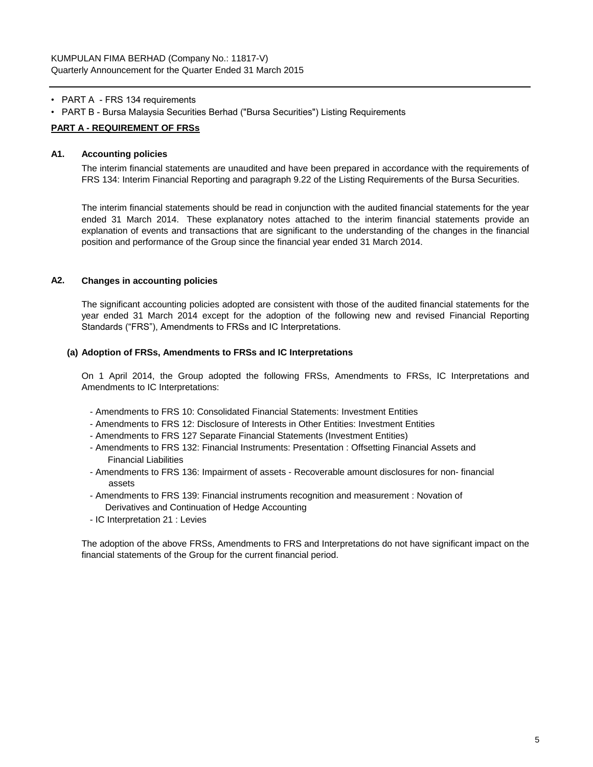- PART A - FRS 134 requirements
- PART B - Bursa Malaysia Securities Berhad ("Bursa Securities") Listing Requirements

**PART A - REQUIREMENT OF FRSs**

**A1. Accounting policies**

The interim financial statements are unaudited and have been prepared in accordance with the requirements of FRS 134: Interim Financial Reporting and paragraph 9.22 of the Listing Requirements of the Bursa Securities.

The interim financial statements should be read in conjunction with the audited financial statements for the year ended 31 March 2014. These explanatory notes attached to the interim financial statements provide an explanation of events and transactions that are significant to the understanding of the changes in the financial position and performance of the Group since the financial year ended 31 March 2014.

**A2. Changes in accounting policies**

The significant accounting policies adopted are consistent with those of the audited financial statements for the year ended 31 March 2014 except for the adoption of the following new and revised Financial Reporting Standards ("FRS"), Amendments to FRSs and IC Interpretations.

**(a) Adoption of FRSs, Amendments to FRSs and IC Interpretations**

On 1 April 2014, the Group adopted the following FRSs, Amendments to FRSs, IC Interpretations and Amendments to IC Interpretations:

- Amendments to FRS 10: Consolidated Financial Statements: Investment Entities
- Amendments to FRS 12: Disclosure of Interests in Other Entities: Investment Entities
- Amendments to FRS 127 Separate Financial Statements (Investment Entities)
- Amendments to FRS 132: Financial Instruments: Presentation : Offsetting Financial Assets and Financial Liabilities
- Amendments to FRS 136: Impairment of assets - Recoverable amount disclosures for non- financial assets
- Amendments to FRS 139: Financial instruments recognition and measurement : Novation of Derivatives and Continuation of Hedge Accounting
- IC Interpretation 21 : Levies

The adoption of the above FRSs, Amendments to FRS and Interpretations do not have significant impact on the financial statements of the Group for the current financial period.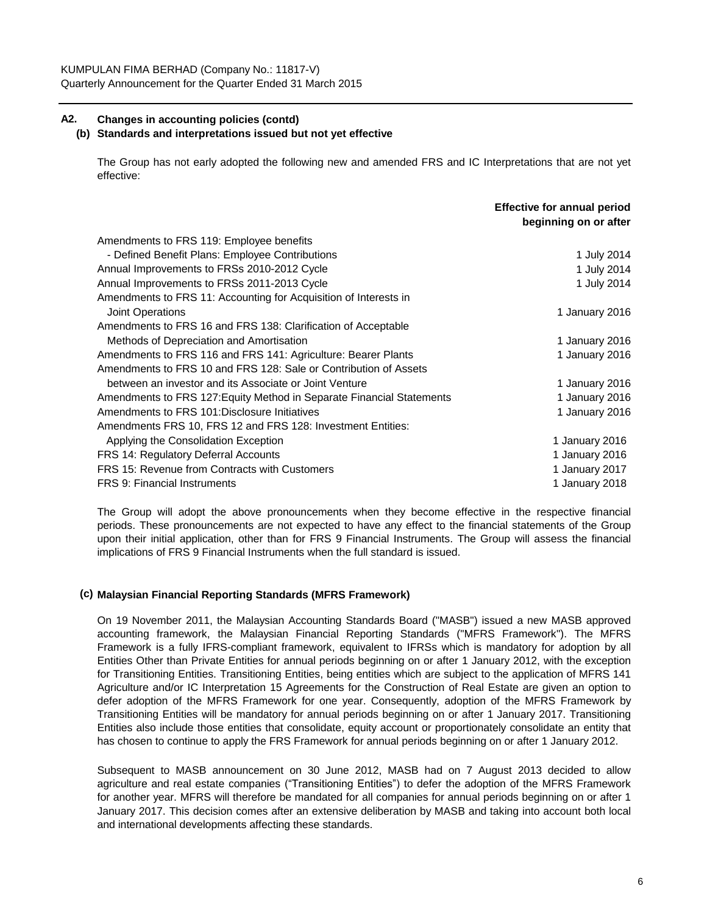## A2. Changes in accounting policies (contd)

### (b) Standards and interpretations issued but not yet effective

The Group has not early adopted the following new and amended FRS and IC Interpretations that are not yet effective:

| | Effective for annual period beginning on or after |
|---|---|
| Amendments to FRS 119: Employee benefits - Defined Benefit Plans: Employee Contributions | 1 July 2014 |
| Annual Improvements to FRSs 2010-2012 Cycle | 1 July 2014 |
| Annual Improvements to FRSs 2011-2013 Cycle | 1 July 2014 |
| Amendments to FRS 11: Accounting for Acquisition of Interests in Joint Operations | 1 January 2016 |
| Amendments to FRS 16 and FRS 138: Clarification of Acceptable Methods of Depreciation and Amortisation | 1 January 2016 |
| Amendments to FRS 116 and FRS 141: Agriculture: Bearer Plants | 1 January 2016 |
| Amendments to FRS 10 and FRS 128: Sale or Contribution of Assets between an investor and its Associate or Joint Venture | 1 January 2016 |
| Amendments to FRS 127:Equity Method in Separate Financial Statements | 1 January 2016 |
| Amendments to FRS 101:Disclosure Initiatives | 1 January 2016 |
| Amendments FRS 10, FRS 12 and FRS 128: Investment Entities: Applying the Consolidation Exception | 1 January 2016 |
| FRS 14: Regulatory Deferral Accounts | 1 January 2016 |
| FRS 15: Revenue from Contracts with Customers | 1 January 2017 |
| FRS 9: Financial Instruments | 1 January 2018 |

The Group will adopt the above pronouncements when they become effective in the respective financial periods. These pronouncements are not expected to have any effect to the financial statements of the Group upon their initial application, other than for FRS 9 Financial Instruments. The Group will assess the financial implications of FRS 9 Financial Instruments when the full standard is issued.

### (c) Malaysian Financial Reporting Standards (MFRS Framework)

On 19 November 2011, the Malaysian Accounting Standards Board ("MASB") issued a new MASB approved accounting framework, the Malaysian Financial Reporting Standards ("MFRS Framework"). The MFRS Framework is a fully IFRS-compliant framework, equivalent to IFRSs which is mandatory for adoption by all Entities Other than Private Entities for annual periods beginning on or after 1 January 2012, with the exception for Transitioning Entities. Transitioning Entities, being entities which are subject to the application of MFRS 141 Agriculture and/or IC Interpretation 15 Agreements for the Construction of Real Estate are given an option to defer adoption of the MFRS Framework for one year. Consequently, adoption of the MFRS Framework by Transitioning Entities will be mandatory for annual periods beginning on or after 1 January 2017. Transitioning Entities also include those entities that consolidate, equity account or proportionately consolidate an entity that has chosen to continue to apply the FRS Framework for annual periods beginning on or after 1 January 2012.

Subsequent to MASB announcement on 30 June 2012, MASB had on 7 August 2013 decided to allow agriculture and real estate companies ("Transitioning Entities") to defer the adoption of the MFRS Framework for another year. MFRS will therefore be mandated for all companies for annual periods beginning on or after 1 January 2017. This decision comes after an extensive deliberation by MASB and taking into account both local and international developments affecting these standards.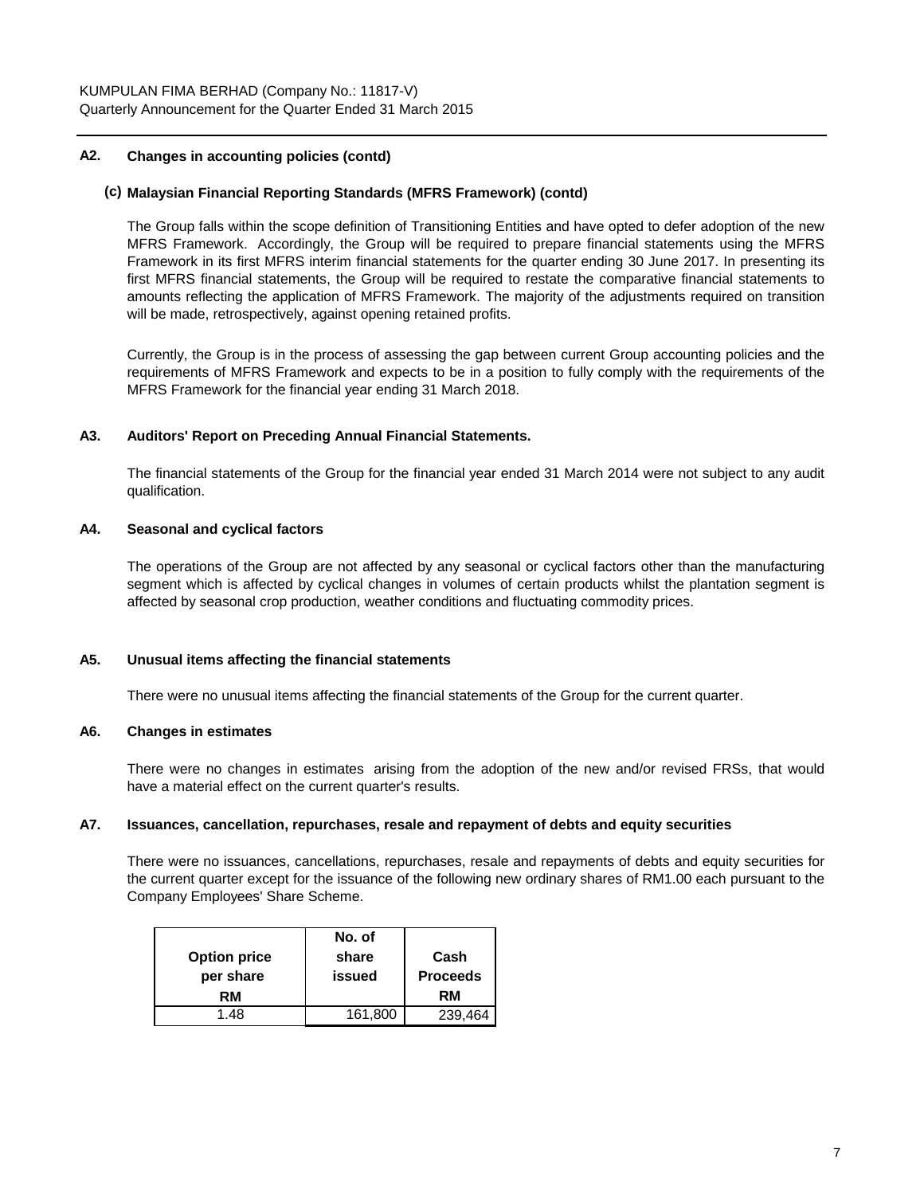## A2. Changes in accounting policies (contd)

### (c) Malaysian Financial Reporting Standards (MFRS Framework) (contd)

The Group falls within the scope definition of Transitioning Entities and have opted to defer adoption of the new MFRS Framework. Accordingly, the Group will be required to prepare financial statements using the MFRS Framework in its first MFRS interim financial statements for the quarter ending 30 June 2017. In presenting its first MFRS financial statements, the Group will be required to restate the comparative financial statements to amounts reflecting the application of MFRS Framework. The majority of the adjustments required on transition will be made, retrospectively, against opening retained profits.

Currently, the Group is in the process of assessing the gap between current Group accounting policies and the requirements of MFRS Framework and expects to be in a position to fully comply with the requirements of the MFRS Framework for the financial year ending 31 March 2018.

## A3. Auditors' Report on Preceding Annual Financial Statements.

The financial statements of the Group for the financial year ended 31 March 2014 were not subject to any audit qualification.

## A4. Seasonal and cyclical factors

The operations of the Group are not affected by any seasonal or cyclical factors other than the manufacturing segment which is affected by cyclical changes in volumes of certain products whilst the plantation segment is affected by seasonal crop production, weather conditions and fluctuating commodity prices.

## A5. Unusual items affecting the financial statements

There were no unusual items affecting the financial statements of the Group for the current quarter.

## A6. Changes in estimates

There were no changes in estimates arising from the adoption of the new and/or revised FRSs, that would have a material effect on the current quarter's results.

## A7. Issuances, cancellation, repurchases, resale and repayment of debts and equity securities

There were no issuances, cancellations, repurchases, resale and repayments of debts and equity securities for the current quarter except for the issuance of the following new ordinary shares of RM1.00 each pursuant to the Company Employees' Share Scheme.

| Option price per share RM | No. of share issued | Cash Proceeds RM |
|---|---|---|
| 1.48 | 161,800 | 239,464 |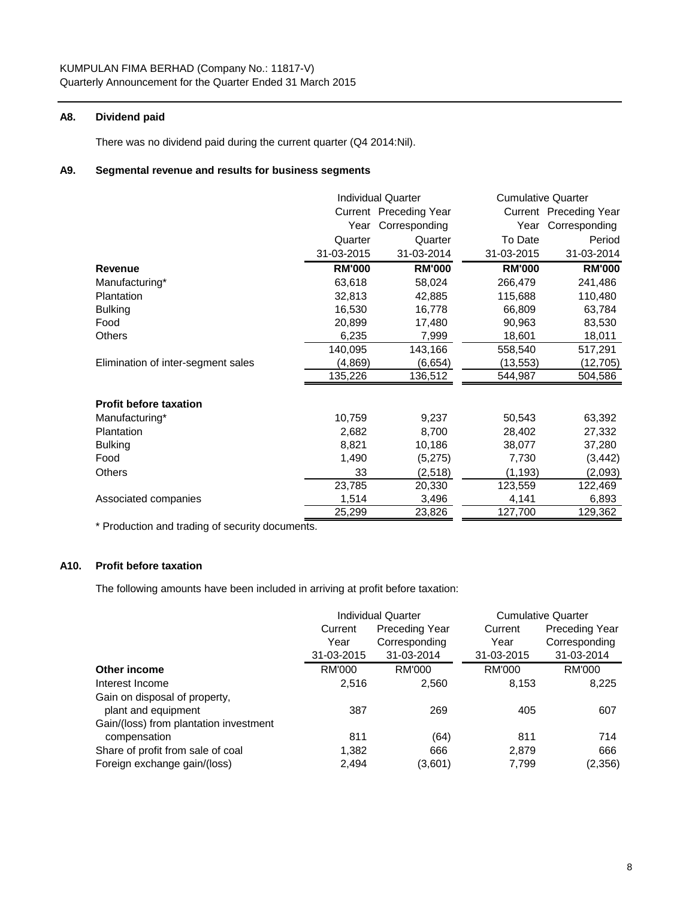KUMPULAN FIMA BERHAD (Company No.: 11817-V)
Quarterly Announcement for the Quarter Ended 31 March 2015

## A8. Dividend paid

There was no dividend paid during the current quarter (Q4 2014:Nil).

## A9. Segmental revenue and results for business segments

| | Individual Quarter | | Cumulative Quarter | |
|---|---|---|---|---|
| | Current Year Quarter | Preceding Year Corresponding Quarter | Current Year To Date | Preceding Year Corresponding Period |
| | 31-03-2015 | 31-03-2014 | 31-03-2015 | 31-03-2014 |
| **Revenue** | **RM'000** | **RM'000** | **RM'000** | **RM'000** |
| Manufacturing* | 63,618 | 58,024 | 266,479 | 241,486 |
| Plantation | 32,813 | 42,885 | 115,688 | 110,480 |
| Bulking | 16,530 | 16,778 | 66,809 | 63,784 |
| Food | 20,899 | 17,480 | 90,963 | 83,530 |
| Others | 6,235 | 7,999 | 18,601 | 18,011 |
| | 140,095 | 143,166 | 558,540 | 517,291 |
| Elimination of inter-segment sales | (4,869) | (6,654) | (13,553) | (12,705) |
| | 135,226 | 136,512 | 544,987 | 504,586 |
| **Profit before taxation** | | | | |
| Manufacturing* | 10,759 | 9,237 | 50,543 | 63,392 |
| Plantation | 2,682 | 8,700 | 28,402 | 27,332 |
| Bulking | 8,821 | 10,186 | 38,077 | 37,280 |
| Food | 1,490 | (5,275) | 7,730 | (3,442) |
| Others | 33 | (2,518) | (1,193) | (2,093) |
| | 23,785 | 20,330 | 123,559 | 122,469 |
| Associated companies | 1,514 | 3,496 | 4,141 | 6,893 |
| | 25,299 | 23,826 | 127,700 | 129,362 |

\* Production and trading of security documents.

## A10. Profit before taxation

The following amounts have been included in arriving at profit before taxation:

| | Individual Quarter | | Cumulative Quarter | |
|---|---|---|---|---|
| | Current Year | Preceding Year Corresponding | Current Year | Preceding Year Corresponding |
| | 31-03-2015 | 31-03-2014 | 31-03-2015 | 31-03-2014 |
| **Other income** | RM'000 | RM'000 | RM'000 | RM'000 |
| Interest Income | 2,516 | 2,560 | 8,153 | 8,225 |
| Gain on disposal of property, plant and equipment | 387 | 269 | 405 | 607 |
| Gain/(loss) from plantation investment compensation | 811 | (64) | 811 | 714 |
| Share of profit from sale of coal | 1,382 | 666 | 2,879 | 666 |
| Foreign exchange gain/(loss) | 2,494 | (3,601) | 7,799 | (2,356) |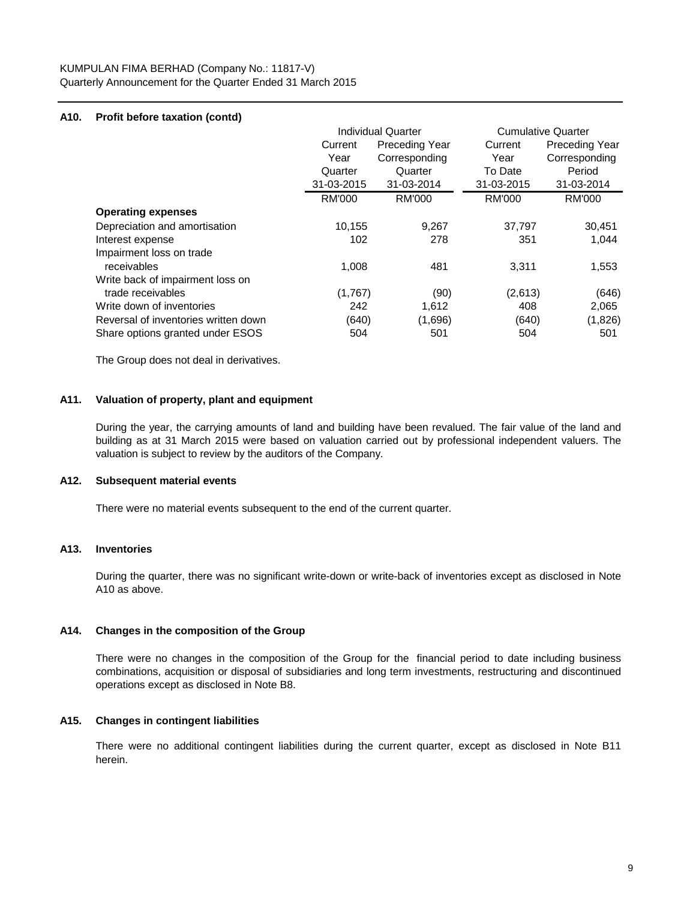### A10. Profit before taxation (contd)

| | Individual Quarter | | Cumulative Quarter | |
|---|---|---|---|---|
| | Current Year Quarter 31-03-2015 | Preceding Year Corresponding Quarter 31-03-2014 | Current Year To Date 31-03-2015 | Preceding Year Corresponding Period 31-03-2014 |
| | RM'000 | RM'000 | RM'000 | RM'000 |
| **Operating expenses** | | | | |
| Depreciation and amortisation | 10,155 | 9,267 | 37,797 | 30,451 |
| Interest expense | 102 | 278 | 351 | 1,044 |
| Impairment loss on trade receivables | 1,008 | 481 | 3,311 | 1,553 |
| Write back of impairment loss on trade receivables | (1,767) | (90) | (2,613) | (646) |
| Write down of inventories | 242 | 1,612 | 408 | 2,065 |
| Reversal of inventories written down | (640) | (1,696) | (640) | (1,826) |
| Share options granted under ESOS | 504 | 501 | 504 | 501 |

The Group does not deal in derivatives.

### A11. Valuation of property, plant and equipment

During the year, the carrying amounts of land and building have been revalued. The fair value of the land and building as at 31 March 2015 were based on valuation carried out by professional independent valuers. The valuation is subject to review by the auditors of the Company.

### A12. Subsequent material events

There were no material events subsequent to the end of the current quarter.

### A13. Inventories

During the quarter, there was no significant write-down or write-back of inventories except as disclosed in Note A10 as above.

### A14. Changes in the composition of the Group

There were no changes in the composition of the Group for the financial period to date including business combinations, acquisition or disposal of subsidiaries and long term investments, restructuring and discontinued operations except as disclosed in Note B8.

### A15. Changes in contingent liabilities

There were no additional contingent liabilities during the current quarter, except as disclosed in Note B11 herein.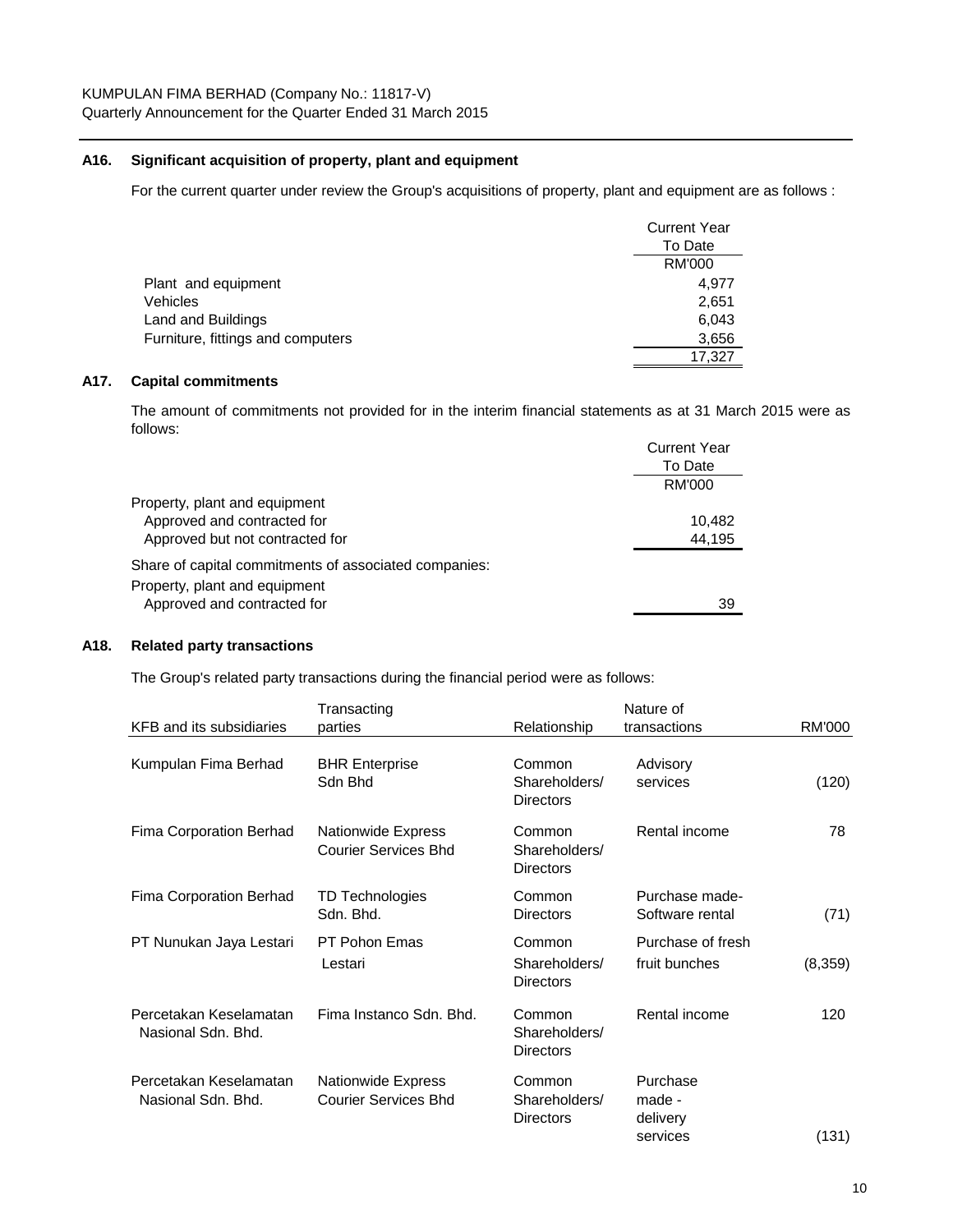### A16. Significant acquisition of property, plant and equipment

For the current quarter under review the Group's acquisitions of property, plant and equipment are as follows :

| | Current Year To Date |
|---|---|
| | RM'000 |
| Plant and equipment | 4,977 |
| Vehicles | 2,651 |
| Land and Buildings | 6,043 |
| Furniture, fittings and computers | 3,656 |
| | 17,327 |

### A17. Capital commitments

The amount of commitments not provided for in the interim financial statements as at 31 March 2015 were as follows:

| | Current Year To Date |
|---|---|
| | RM'000 |
| Property, plant and equipment | |
| Approved and contracted for | 10,482 |
| Approved but not contracted for | 44,195 |
| Share of capital commitments of associated companies: | |
| Property, plant and equipment | |
| Approved and contracted for | 39 |

### A18. Related party transactions

The Group's related party transactions during the financial period were as follows:

| KFB and its subsidiaries | Transacting parties | Relationship | Nature of transactions | RM'000 |
|---|---|---|---|---|
| Kumpulan Fima Berhad | BHR Enterprise Sdn Bhd | Common Shareholders/ Directors | Advisory services | (120) |
| Fima Corporation Berhad | Nationwide Express Courier Services Bhd | Common Shareholders/ Directors | Rental income | 78 |
| Fima Corporation Berhad | TD Technologies Sdn. Bhd. | Common Directors | Purchase made- Software rental | (71) |
| PT Nunukan Jaya Lestari | PT Pohon Emas Lestari | Common Shareholders/ Directors | Purchase of fresh fruit bunches | (8,359) |
| Percetakan Keselamatan Nasional Sdn. Bhd. | Fima Instanco Sdn. Bhd. | Common Shareholders/ Directors | Rental income | 120 |
| Percetakan Keselamatan Nasional Sdn. Bhd. | Nationwide Express Courier Services Bhd | Common Shareholders/ Directors | Purchase made - delivery services | (131) |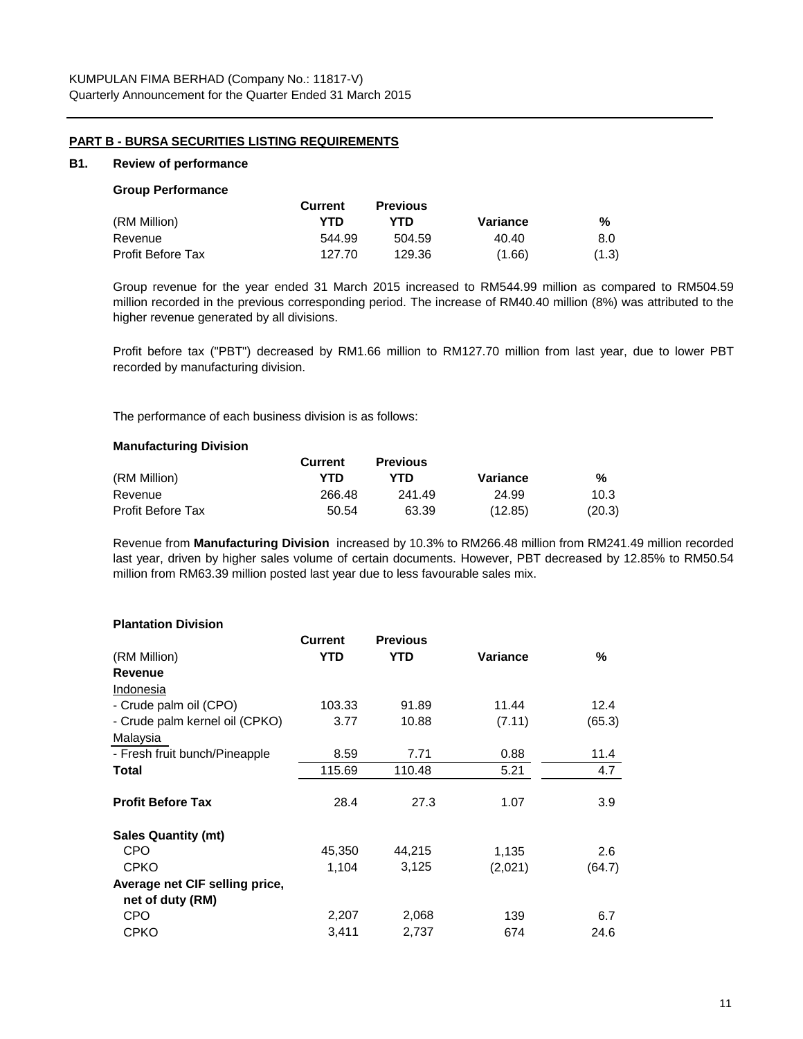KUMPULAN FIMA BERHAD (Company No.: 11817-V)
Quarterly Announcement for the Quarter Ended 31 March 2015

## PART B - BURSA SECURITIES LISTING REQUIREMENTS

### B1. Review of performance

**Group Performance**

| (RM Million) | Current YTD | Previous YTD | Variance | % |
|---|---|---|---|---|
| Revenue | 544.99 | 504.59 | 40.40 | 8.0 |
| Profit Before Tax | 127.70 | 129.36 | (1.66) | (1.3) |

Group revenue for the year ended 31 March 2015 increased to RM544.99 million as compared to RM504.59 million recorded in the previous corresponding period. The increase of RM40.40 million (8%) was attributed to the higher revenue generated by all divisions.

Profit before tax ("PBT") decreased by RM1.66 million to RM127.70 million from last year, due to lower PBT recorded by manufacturing division.

The performance of each business division is as follows:

**Manufacturing Division**

| (RM Million) | Current YTD | Previous YTD | Variance | % |
|---|---|---|---|---|
| Revenue | 266.48 | 241.49 | 24.99 | 10.3 |
| Profit Before Tax | 50.54 | 63.39 | (12.85) | (20.3) |

Revenue from **Manufacturing Division** increased by 10.3% to RM266.48 million from RM241.49 million recorded last year, driven by higher sales volume of certain documents. However, PBT decreased by 12.85% to RM50.54 million from RM63.39 million posted last year due to less favourable sales mix.

**Plantation Division**

| (RM Million) | Current YTD | Previous YTD | Variance | % |
|---|---|---|---|---|
| **Revenue** | | | | |
| Indonesia | | | | |
| - Crude palm oil (CPO) | 103.33 | 91.89 | 11.44 | 12.4 |
| - Crude palm kernel oil (CPKO) | 3.77 | 10.88 | (7.11) | (65.3) |
| Malaysia | | | | |
| - Fresh fruit bunch/Pineapple | 8.59 | 7.71 | 0.88 | 11.4 |
| **Total** | 115.69 | 110.48 | 5.21 | 4.7 |
| **Profit Before Tax** | 28.4 | 27.3 | 1.07 | 3.9 |
| **Sales Quantity (mt)** | | | | |
| CPO | 45,350 | 44,215 | 1,135 | 2.6 |
| CPKO | 1,104 | 3,125 | (2,021) | (64.7) |
| **Average net CIF selling price, net of duty (RM)** | | | | |
| CPO | 2,207 | 2,068 | 139 | 6.7 |
| CPKO | 3,411 | 2,737 | 674 | 24.6 |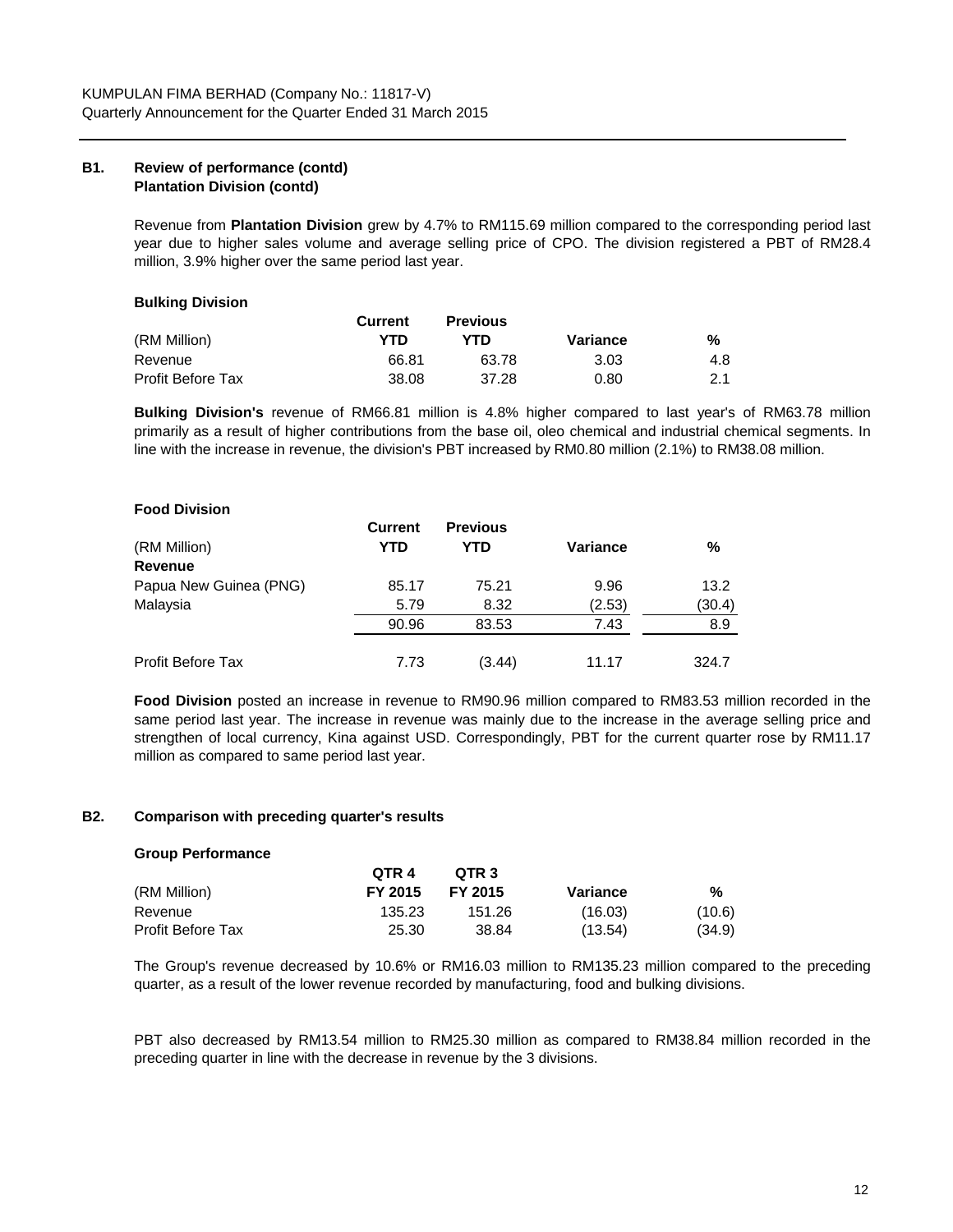**B1. Review of performance (contd)**
**Plantation Division (contd)**

Revenue from **Plantation Division** grew by 4.7% to RM115.69 million compared to the corresponding period last year due to higher sales volume and average selling price of CPO. The division registered a PBT of RM28.4 million, 3.9% higher over the same period last year.

**Bulking Division**

| (RM Million) | Current YTD | Previous YTD | Variance | % |
|---|---|---|---|---|
| Revenue | 66.81 | 63.78 | 3.03 | 4.8 |
| Profit Before Tax | 38.08 | 37.28 | 0.80 | 2.1 |

**Bulking Division's** revenue of RM66.81 million is 4.8% higher compared to last year's of RM63.78 million primarily as a result of higher contributions from the base oil, oleo chemical and industrial chemical segments. In line with the increase in revenue, the division's PBT increased by RM0.80 million (2.1%) to RM38.08 million.

**Food Division**

| (RM Million) | Current YTD | Previous YTD | Variance | % |
|---|---|---|---|---|
| **Revenue** | | | | |
| Papua New Guinea (PNG) | 85.17 | 75.21 | 9.96 | 13.2 |
| Malaysia | 5.79 | 8.32 | (2.53) | (30.4) |
| | 90.96 | 83.53 | 7.43 | 8.9 |
| Profit Before Tax | 7.73 | (3.44) | 11.17 | 324.7 |

**Food Division** posted an increase in revenue to RM90.96 million compared to RM83.53 million recorded in the same period last year. The increase in revenue was mainly due to the increase in the average selling price and strengthen of local currency, Kina against USD. Correspondingly, PBT for the current quarter rose by RM11.17 million as compared to same period last year.

**B2. Comparison with preceding quarter's results**

**Group Performance**

| (RM Million) | QTR 4 FY 2015 | QTR 3 FY 2015 | Variance | % |
|---|---|---|---|---|
| Revenue | 135.23 | 151.26 | (16.03) | (10.6) |
| Profit Before Tax | 25.30 | 38.84 | (13.54) | (34.9) |

The Group's revenue decreased by 10.6% or RM16.03 million to RM135.23 million compared to the preceding quarter, as a result of the lower revenue recorded by manufacturing, food and bulking divisions.

PBT also decreased by RM13.54 million to RM25.30 million as compared to RM38.84 million recorded in the preceding quarter in line with the decrease in revenue by the 3 divisions.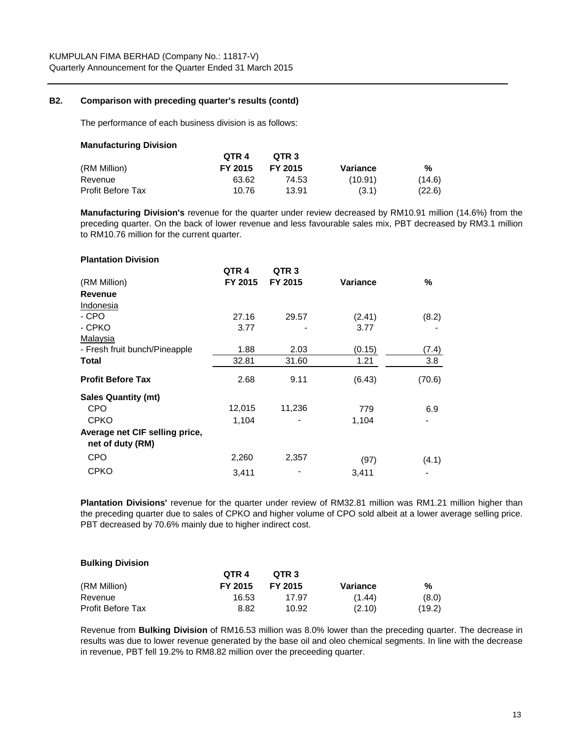### B2. Comparison with preceding quarter's results (contd)

The performance of each business division is as follows:

**Manufacturing Division**

| (RM Million) | QTR 4 FY 2015 | QTR 3 FY 2015 | Variance | % |
|---|---|---|---|---|
| Revenue | 63.62 | 74.53 | (10.91) | (14.6) |
| Profit Before Tax | 10.76 | 13.91 | (3.1) | (22.6) |

**Manufacturing Division's** revenue for the quarter under review decreased by RM10.91 million (14.6%) from the preceding quarter. On the back of lower revenue and less favourable sales mix, PBT decreased by RM3.1 million to RM10.76 million for the current quarter.

**Plantation Division**

| (RM Million) | QTR 4 FY 2015 | QTR 3 FY 2015 | Variance | % |
|---|---|---|---|---|
| **Revenue** | | | | |
| Indonesia | | | | |
| - CPO | 27.16 | 29.57 | (2.41) | (8.2) |
| - CPKO | 3.77 | - | 3.77 | - |
| Malaysia | | | | |
| - Fresh fruit bunch/Pineapple | 1.88 | 2.03 | (0.15) | (7.4) |
| **Total** | 32.81 | 31.60 | 1.21 | 3.8 |
| **Profit Before Tax** | 2.68 | 9.11 | (6.43) | (70.6) |
| **Sales Quantity (mt)** | | | | |
| CPO | 12,015 | 11,236 | 779 | 6.9 |
| CPKO | 1,104 | - | 1,104 | - |
| **Average net CIF selling price, net of duty (RM)** | | | | |
| CPO | 2,260 | 2,357 | (97) | (4.1) |
| CPKO | 3,411 | - | 3,411 | - |

**Plantation Divisions'** revenue for the quarter under review of RM32.81 million was RM1.21 million higher than the preceding quarter due to sales of CPKO and higher volume of CPO sold albeit at a lower average selling price. PBT decreased by 70.6% mainly due to higher indirect cost.

**Bulking Division**

| (RM Million) | QTR 4 FY 2015 | QTR 3 FY 2015 | Variance | % |
|---|---|---|---|---|
| Revenue | 16.53 | 17.97 | (1.44) | (8.0) |
| Profit Before Tax | 8.82 | 10.92 | (2.10) | (19.2) |

Revenue from **Bulking Division** of RM16.53 million was 8.0% lower than the preceding quarter. The decrease in results was due to lower revenue generated by the base oil and oleo chemical segments. In line with the decrease in revenue, PBT fell 19.2% to RM8.82 million over the preceeding quarter.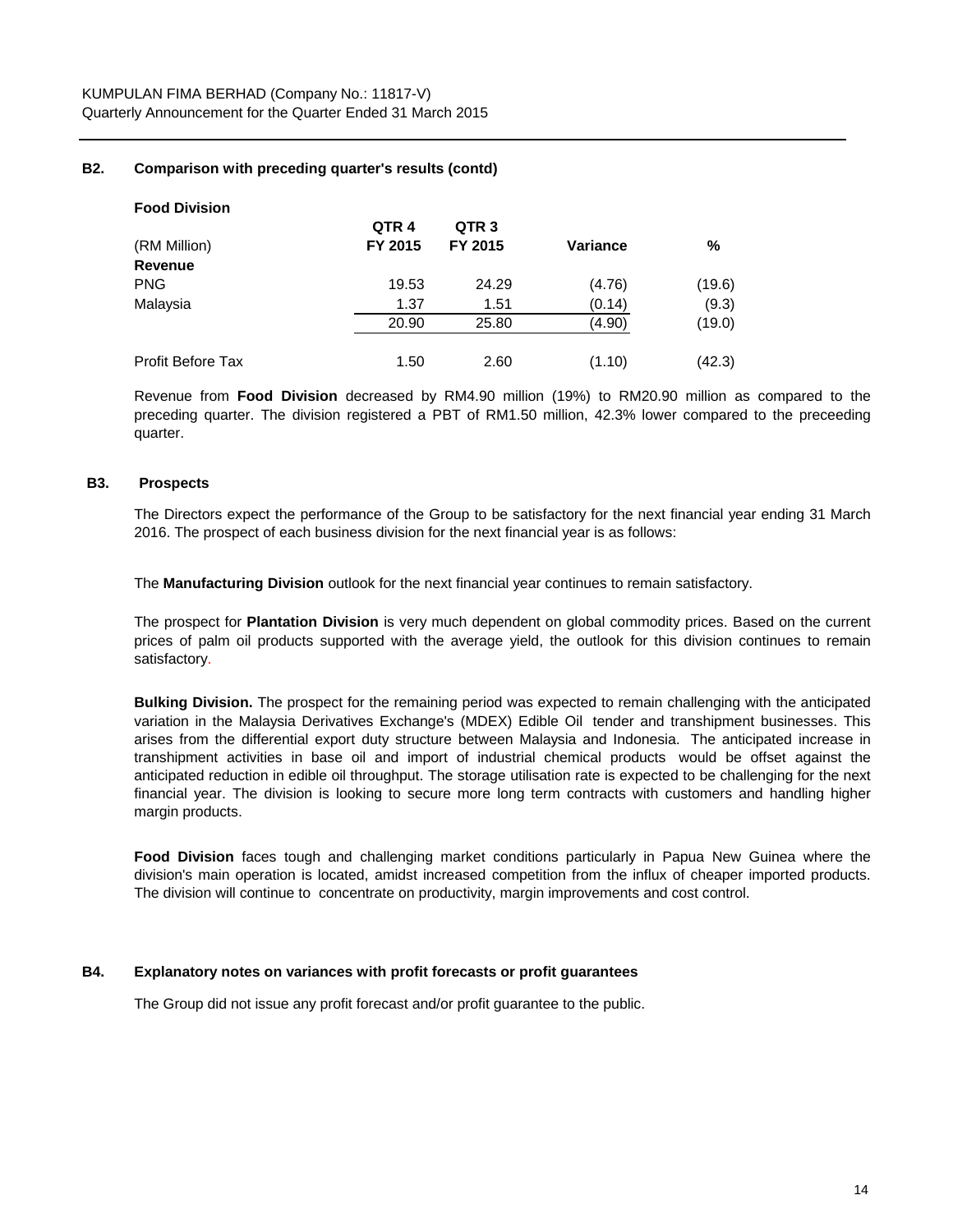## B2. Comparison with preceding quarter's results (contd)

**Food Division**

| (RM Million) | QTR 4 FY 2015 | QTR 3 FY 2015 | Variance | % |
|---|---|---|---|---|
| **Revenue** | | | | |
| PNG | 19.53 | 24.29 | (4.76) | (19.6) |
| Malaysia | 1.37 | 1.51 | (0.14) | (9.3) |
| | 20.90 | 25.80 | (4.90) | (19.0) |
| Profit Before Tax | 1.50 | 2.60 | (1.10) | (42.3) |

Revenue from **Food Division** decreased by RM4.90 million (19%) to RM20.90 million as compared to the preceding quarter. The division registered a PBT of RM1.50 million, 42.3% lower compared to the preceeding quarter.

## B3. Prospects

The Directors expect the performance of the Group to be satisfactory for the next financial year ending 31 March 2016. The prospect of each business division for the next financial year is as follows:

The **Manufacturing Division** outlook for the next financial year continues to remain satisfactory.

The prospect for **Plantation Division** is very much dependent on global commodity prices. Based on the current prices of palm oil products supported with the average yield, the outlook for this division continues to remain satisfactory.

**Bulking Division.** The prospect for the remaining period was expected to remain challenging with the anticipated variation in the Malaysia Derivatives Exchange's (MDEX) Edible Oil tender and transhipment businesses. This arises from the differential export duty structure between Malaysia and Indonesia. The anticipated increase in transhipment activities in base oil and import of industrial chemical products would be offset against the anticipated reduction in edible oil throughput. The storage utilisation rate is expected to be challenging for the next financial year. The division is looking to secure more long term contracts with customers and handling higher margin products.

**Food Division** faces tough and challenging market conditions particularly in Papua New Guinea where the division's main operation is located, amidst increased competition from the influx of cheaper imported products. The division will continue to concentrate on productivity, margin improvements and cost control.

## B4. Explanatory notes on variances with profit forecasts or profit guarantees

The Group did not issue any profit forecast and/or profit guarantee to the public.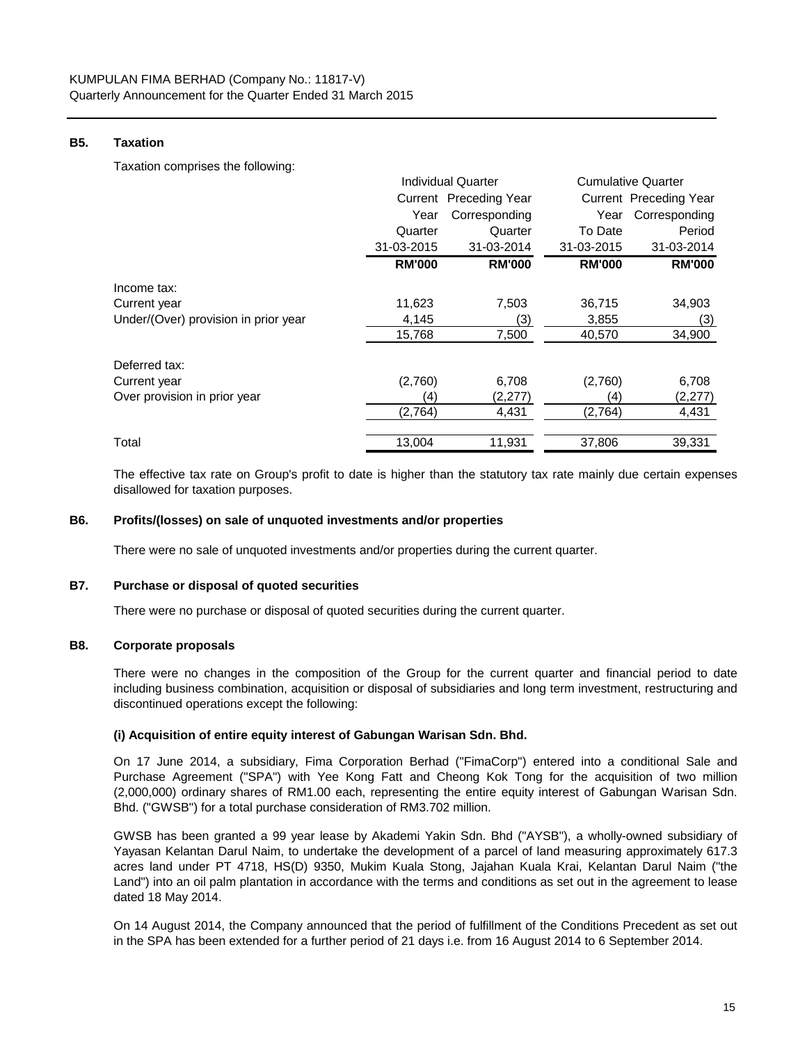### B5. Taxation

Taxation comprises the following:

| | Individual Quarter | | Cumulative Quarter | |
|---|---|---|---|---|
| | Current Year Quarter 31-03-2015 | Preceding Year Corresponding Quarter 31-03-2014 | Current Year To Date 31-03-2015 | Preceding Year Corresponding Period 31-03-2014 |
| | **RM'000** | **RM'000** | **RM'000** | **RM'000** |
| Income tax: | | | | |
| Current year | 11,623 | 7,503 | 36,715 | 34,903 |
| Under/(Over) provision in prior year | 4,145 | (3) | 3,855 | (3) |
| | 15,768 | 7,500 | 40,570 | 34,900 |
| Deferred tax: | | | | |
| Current year | (2,760) | 6,708 | (2,760) | 6,708 |
| Over provision in prior year | (4) | (2,277) | (4) | (2,277) |
| | (2,764) | 4,431 | (2,764) | 4,431 |
| Total | 13,004 | 11,931 | 37,806 | 39,331 |

The effective tax rate on Group's profit to date is higher than the statutory tax rate mainly due certain expenses disallowed for taxation purposes.

### B6. Profits/(losses) on sale of unquoted investments and/or properties

There were no sale of unquoted investments and/or properties during the current quarter.

### B7. Purchase or disposal of quoted securities

There were no purchase or disposal of quoted securities during the current quarter.

### B8. Corporate proposals

There were no changes in the composition of the Group for the current quarter and financial period to date including business combination, acquisition or disposal of subsidiaries and long term investment, restructuring and discontinued operations except the following:

**(i) Acquisition of entire equity interest of Gabungan Warisan Sdn. Bhd.**

On 17 June 2014, a subsidiary, Fima Corporation Berhad ("FimaCorp") entered into a conditional Sale and Purchase Agreement ("SPA") with Yee Kong Fatt and Cheong Kok Tong for the acquisition of two million (2,000,000) ordinary shares of RM1.00 each, representing the entire equity interest of Gabungan Warisan Sdn. Bhd. ("GWSB") for a total purchase consideration of RM3.702 million.

GWSB has been granted a 99 year lease by Akademi Yakin Sdn. Bhd ("AYSB"), a wholly-owned subsidiary of Yayasan Kelantan Darul Naim, to undertake the development of a parcel of land measuring approximately 617.3 acres land under PT 4718, HS(D) 9350, Mukim Kuala Stong, Jajahan Kuala Krai, Kelantan Darul Naim ("the Land") into an oil palm plantation in accordance with the terms and conditions as set out in the agreement to lease dated 18 May 2014.

On 14 August 2014, the Company announced that the period of fulfillment of the Conditions Precedent as set out in the SPA has been extended for a further period of 21 days i.e. from 16 August 2014 to 6 September 2014.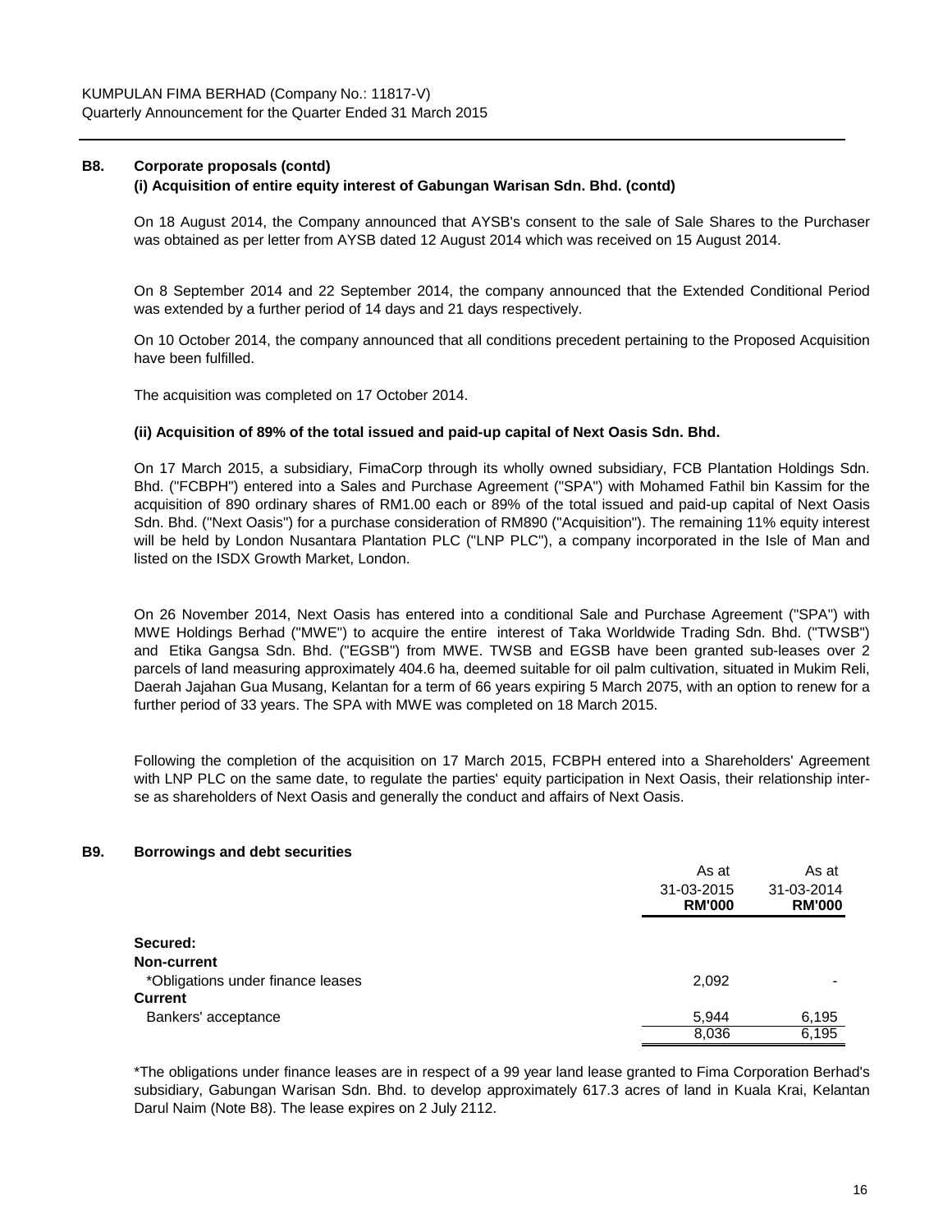### B8. Corporate proposals (contd)

#### (i) Acquisition of entire equity interest of Gabungan Warisan Sdn. Bhd. (contd)

On 18 August 2014, the Company announced that AYSB's consent to the sale of Sale Shares to the Purchaser was obtained as per letter from AYSB dated 12 August 2014 which was received on 15 August 2014.

On 8 September 2014 and 22 September 2014, the company announced that the Extended Conditional Period was extended by a further period of 14 days and 21 days respectively.

On 10 October 2014, the company announced that all conditions precedent pertaining to the Proposed Acquisition have been fulfilled.

The acquisition was completed on 17 October 2014.

#### (ii) Acquisition of 89% of the total issued and paid-up capital of Next Oasis Sdn. Bhd.

On 17 March 2015, a subsidiary, FimaCorp through its wholly owned subsidiary, FCB Plantation Holdings Sdn. Bhd. ("FCBPH") entered into a Sales and Purchase Agreement ("SPA") with Mohamed Fathil bin Kassim for the acquisition of 890 ordinary shares of RM1.00 each or 89% of the total issued and paid-up capital of Next Oasis Sdn. Bhd. ("Next Oasis") for a purchase consideration of RM890 ("Acquisition"). The remaining 11% equity interest will be held by London Nusantara Plantation PLC ("LNP PLC"), a company incorporated in the Isle of Man and listed on the ISDX Growth Market, London.

On 26 November 2014, Next Oasis has entered into a conditional Sale and Purchase Agreement ("SPA") with MWE Holdings Berhad ("MWE") to acquire the entire interest of Taka Worldwide Trading Sdn. Bhd. ("TWSB") and Etika Gangsa Sdn. Bhd. ("EGSB") from MWE. TWSB and EGSB have been granted sub-leases over 2 parcels of land measuring approximately 404.6 ha, deemed suitable for oil palm cultivation, situated in Mukim Reli, Daerah Jajahan Gua Musang, Kelantan for a term of 66 years expiring 5 March 2075, with an option to renew for a further period of 33 years. The SPA with MWE was completed on 18 March 2015.

Following the completion of the acquisition on 17 March 2015, FCBPH entered into a Shareholders' Agreement with LNP PLC on the same date, to regulate the parties' equity participation in Next Oasis, their relationship inter-se as shareholders of Next Oasis and generally the conduct and affairs of Next Oasis.

### B9. Borrowings and debt securities

| | As at 31-03-2015 RM'000 | As at 31-03-2014 RM'000 |
|---|---|---|
| **Secured:** | | |
| **Non-current** | | |
| *Obligations under finance leases | 2,092 | - |
| **Current** | | |
| Bankers' acceptance | 5,944 | 6,195 |
| | 8,036 | 6,195 |

*The obligations under finance leases are in respect of a 99 year land lease granted to Fima Corporation Berhad's subsidiary, Gabungan Warisan Sdn. Bhd. to develop approximately 617.3 acres of land in Kuala Krai, Kelantan Darul Naim (Note B8). The lease expires on 2 July 2112.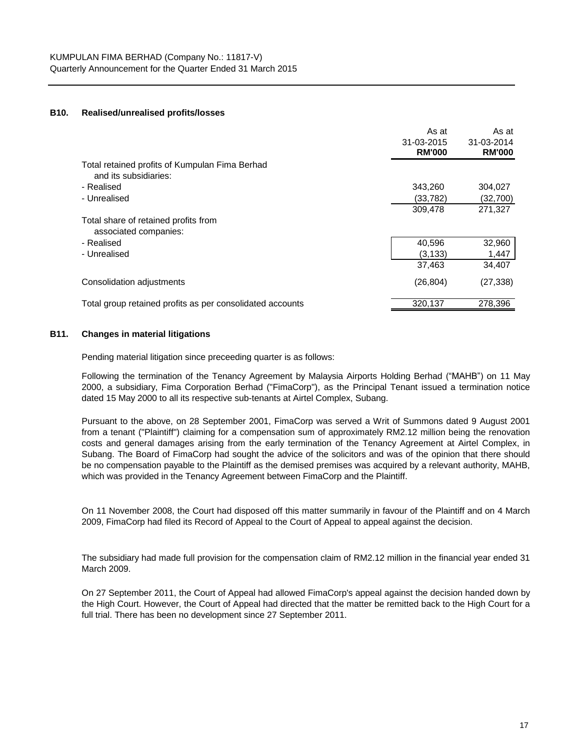### B10. Realised/unrealised profits/losses

| | As at 31-03-2015 **RM'000** | As at 31-03-2014 **RM'000** |
|---|---|---|
| Total retained profits of Kumpulan Fima Berhad and its subsidiaries: | | |
| - Realised | 343,260 | 304,027 |
| - Unrealised | (33,782) | (32,700) |
| | 309,478 | 271,327 |
| Total share of retained profits from associated companies: | | |
| - Realised | 40,596 | 32,960 |
| - Unrealised | (3,133) | 1,447 |
| | 37,463 | 34,407 |
| Consolidation adjustments | (26,804) | (27,338) |
| Total group retained profits as per consolidated accounts | 320,137 | 278,396 |

### B11. Changes in material litigations

Pending material litigation since preceeding quarter is as follows:

Following the termination of the Tenancy Agreement by Malaysia Airports Holding Berhad ("MAHB") on 11 May 2000, a subsidiary, Fima Corporation Berhad ("FimaCorp"), as the Principal Tenant issued a termination notice dated 15 May 2000 to all its respective sub-tenants at Airtel Complex, Subang.

Pursuant to the above, on 28 September 2001, FimaCorp was served a Writ of Summons dated 9 August 2001 from a tenant ("Plaintiff") claiming for a compensation sum of approximately RM2.12 million being the renovation costs and general damages arising from the early termination of the Tenancy Agreement at Airtel Complex, in Subang. The Board of FimaCorp had sought the advice of the solicitors and was of the opinion that there should be no compensation payable to the Plaintiff as the demised premises was acquired by a relevant authority, MAHB, which was provided in the Tenancy Agreement between FimaCorp and the Plaintiff.

On 11 November 2008, the Court had disposed off this matter summarily in favour of the Plaintiff and on 4 March 2009, FimaCorp had filed its Record of Appeal to the Court of Appeal to appeal against the decision.

The subsidiary had made full provision for the compensation claim of RM2.12 million in the financial year ended 31 March 2009.

On 27 September 2011, the Court of Appeal had allowed FimaCorp's appeal against the decision handed down by the High Court. However, the Court of Appeal had directed that the matter be remitted back to the High Court for a full trial. There has been no development since 27 September 2011.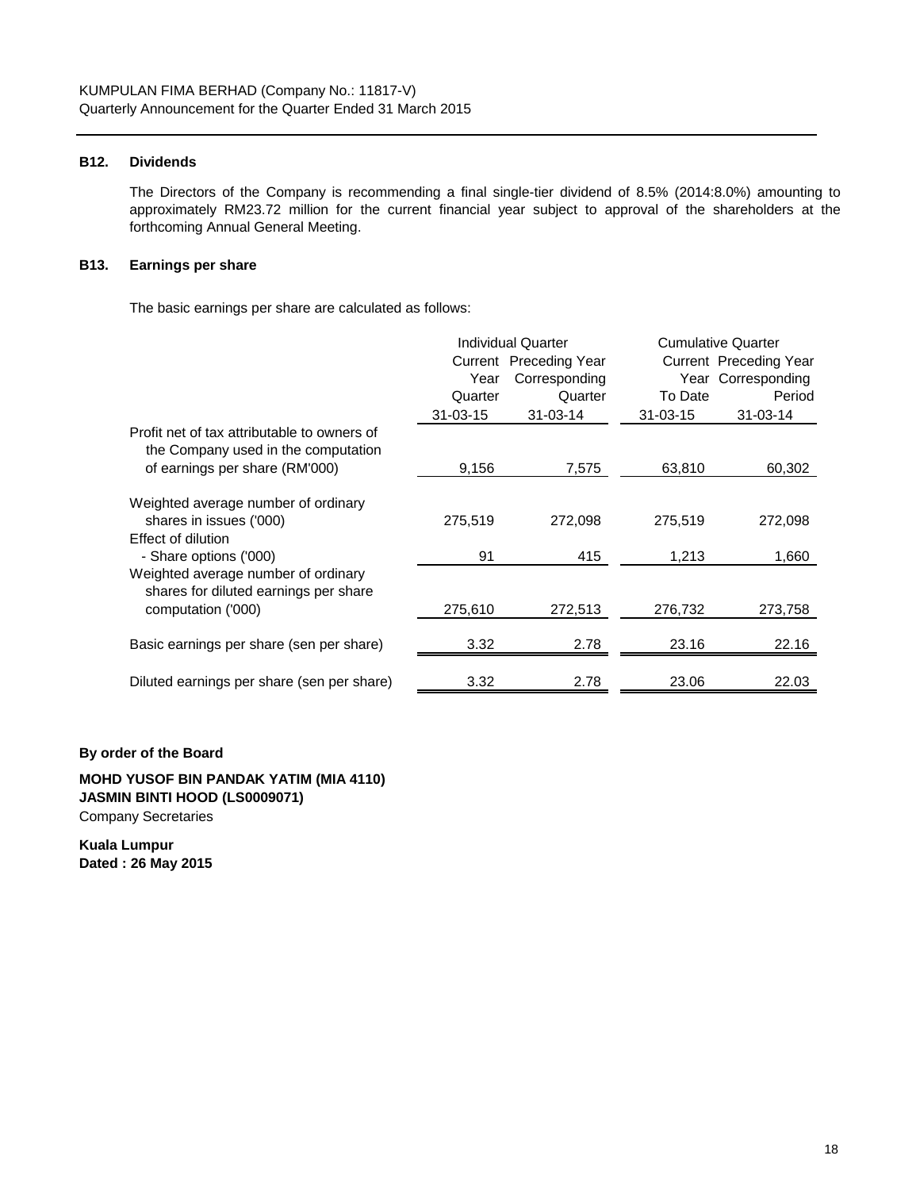### B12. Dividends

The Directors of the Company is recommending a final single-tier dividend of 8.5% (2014:8.0%) amounting to approximately RM23.72 million for the current financial year subject to approval of the shareholders at the forthcoming Annual General Meeting.

### B13. Earnings per share

The basic earnings per share are calculated as follows:

| | Individual Quarter | | Cumulative Quarter | |
|---|---|---|---|---|
| | Current Year Quarter | Preceding Year Corresponding Quarter | Current Year To Date | Preceding Year Corresponding Period |
| | 31-03-15 | 31-03-14 | 31-03-15 | 31-03-14 |
| Profit net of tax attributable to owners of the Company used in the computation of earnings per share (RM'000) | 9,156 | 7,575 | 63,810 | 60,302 |
| Weighted average number of ordinary shares in issues ('000) | 275,519 | 272,098 | 275,519 | 272,098 |
| Effect of dilution | | | | |
| - Share options ('000) | 91 | 415 | 1,213 | 1,660 |
| Weighted average number of ordinary shares for diluted earnings per share computation ('000) | 275,610 | 272,513 | 276,732 | 273,758 |
| Basic earnings per share (sen per share) | 3.32 | 2.78 | 23.16 | 22.16 |
| Diluted earnings per share (sen per share) | 3.32 | 2.78 | 23.06 | 22.03 |

**By order of the Board**

**MOHD YUSOF BIN PANDAK YATIM (MIA 4110)**
**JASMIN BINTI HOOD (LS0009071)**
Company Secretaries

**Kuala Lumpur**
**Dated : 26 May 2015**